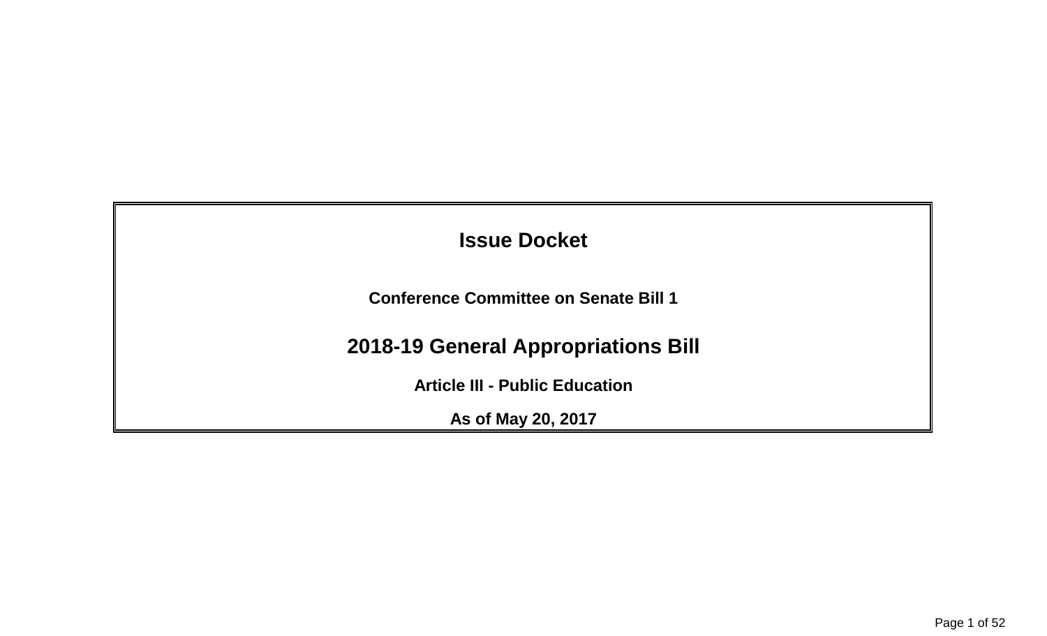# Issue Docket

**Conference Committee on Senate Bill 1**

## 2018-19 General Appropriations Bill

**Article III - Public Education**

**As of May 20, 2017**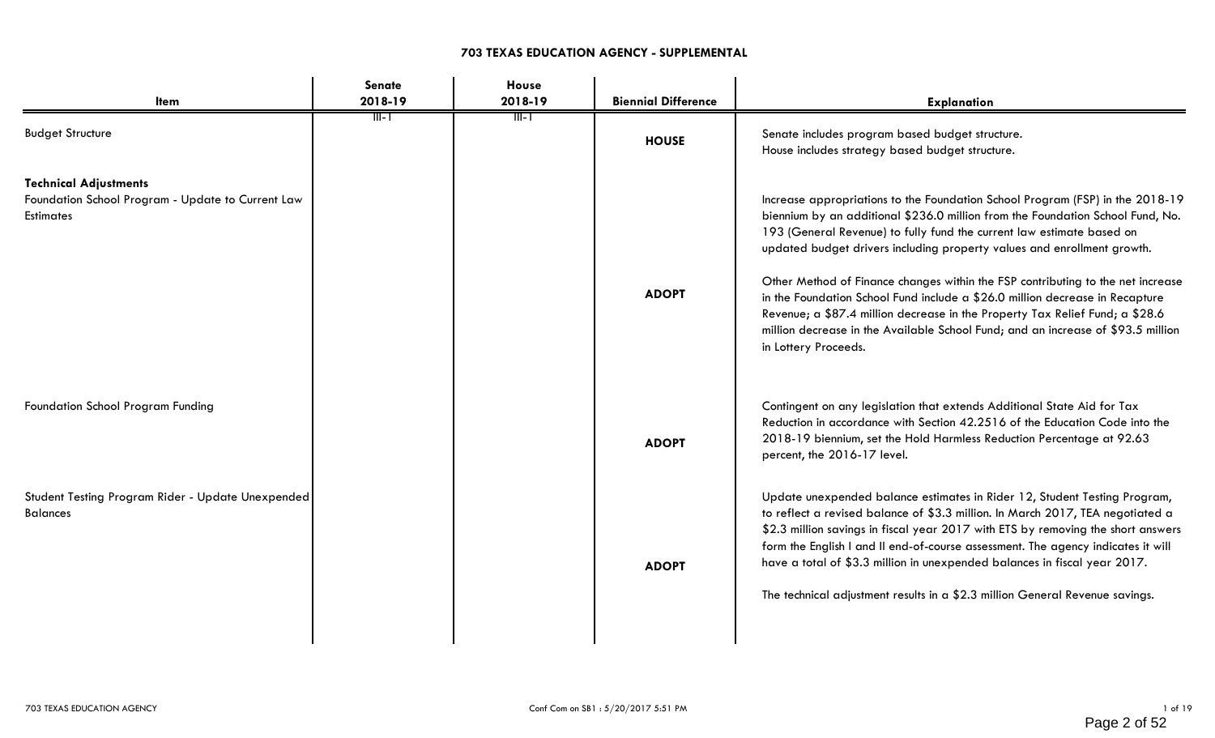# 703 TEXAS EDUCATION AGENCY - SUPPLEMENTAL

| Item | Senate 2018-19 | House 2018-19 | Biennial Difference | Explanation |
|---|---|---|---|---|
| Budget Structure | III-1 | III-1 | **HOUSE** | Senate includes program based budget structure. House includes strategy based budget structure. |
| **Technical Adjustments** | | | | |
| Foundation School Program - Update to Current Law Estimates | | | **ADOPT** | Increase appropriations to the Foundation School Program (FSP) in the 2018-19 biennium by an additional $236.0 million from the Foundation School Fund, No. 193 (General Revenue) to fully fund the current law estimate based on updated budget drivers including property values and enrollment growth.<br><br>Other Method of Finance changes within the FSP contributing to the net increase in the Foundation School Fund include a $26.0 million decrease in Recapture Revenue; a $87.4 million decrease in the Property Tax Relief Fund; a $28.6 million decrease in the Available School Fund; and an increase of $93.5 million in Lottery Proceeds. |
| Foundation School Program Funding | | | **ADOPT** | Contingent on any legislation that extends Additional State Aid for Tax Reduction in accordance with Section 42.2516 of the Education Code into the 2018-19 biennium, set the Hold Harmless Reduction Percentage at 92.63 percent, the 2016-17 level. |
| Student Testing Program Rider - Update Unexpended Balances | | | **ADOPT** | Update unexpended balance estimates in Rider 12, Student Testing Program, to reflect a revised balance of $3.3 million. In March 2017, TEA negotiated a $2.3 million savings in fiscal year 2017 with ETS by removing the short answers form the English I and II end-of-course assessment. The agency indicates it will have a total of $3.3 million in unexpended balances in fiscal year 2017.<br><br>The technical adjustment results in a $2.3 million General Revenue savings. |

703 TEXAS EDUCATION AGENCY — Conf Com on SB1 : 5/20/2017 5:51 PM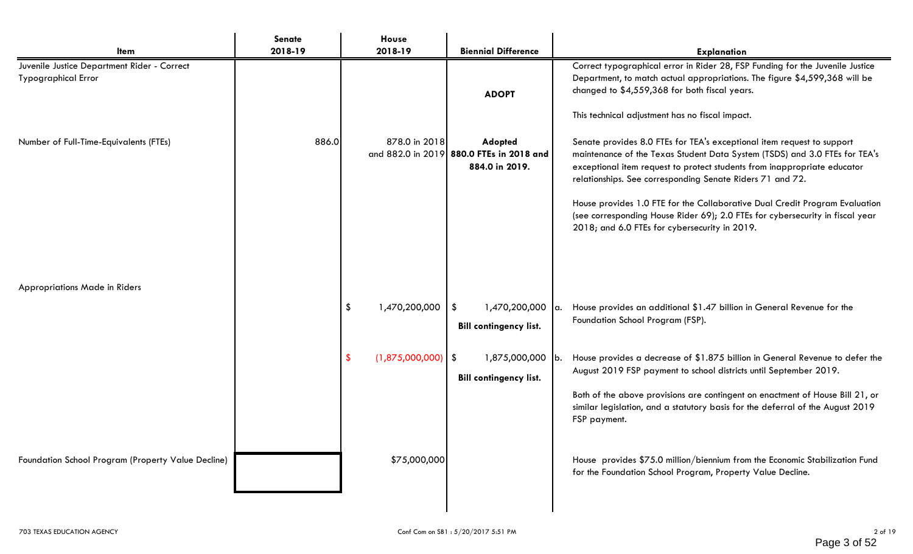| Item | Senate 2018-19 | House 2018-19 | Biennial Difference | Explanation |
|---|---|---|---|---|
| Juvenile Justice Department Rider - Correct Typographical Error | | | **ADOPT** | Correct typographical error in Rider 28, FSP Funding for the Juvenile Justice Department, to match actual appropriations. The figure $4,599,368 will be changed to $4,559,368 for both fiscal years.<br><br>This technical adjustment has no fiscal impact. |
| Number of Full-Time-Equivalents (FTEs) | 886.0 | 878.0 in 2018 and 882.0 in 2019 | **Adopted 880.0 FTEs in 2018 and 884.0 in 2019.** | Senate provides 8.0 FTEs for TEA's exceptional item request to support maintenance of the Texas Student Data System (TSDS) and 3.0 FTEs for TEA's exceptional item request to protect students from inappropriate educator relationships. See corresponding Senate Riders 71 and 72.<br><br>House provides 1.0 FTE for the Collaborative Dual Credit Program Evaluation (see corresponding House Rider 69); 2.0 FTEs for cybersecurity in fiscal year 2018; and 6.0 FTEs for cybersecurity in 2019. |
| Appropriations Made in Riders | | | | |
| | | $ 1,470,200,000 | $ 1,470,200,000<br>**Bill contingency list.** | a. House provides an additional $1.47 billion in General Revenue for the Foundation School Program (FSP). |
| | | $ (1,875,000,000) | $ 1,875,000,000<br>**Bill contingency list.** | b. House provides a decrease of $1.875 billion in General Revenue to defer the August 2019 FSP payment to school districts until September 2019.<br><br>Both of the above provisions are contingent on enactment of House Bill 21, or similar legislation, and a statutory basis for the deferral of the August 2019 FSP payment. |
| Foundation School Program (Property Value Decline) | | $75,000,000 | | House provides $75.0 million/biennium from the Economic Stabilization Fund for the Foundation School Program, Property Value Decline. |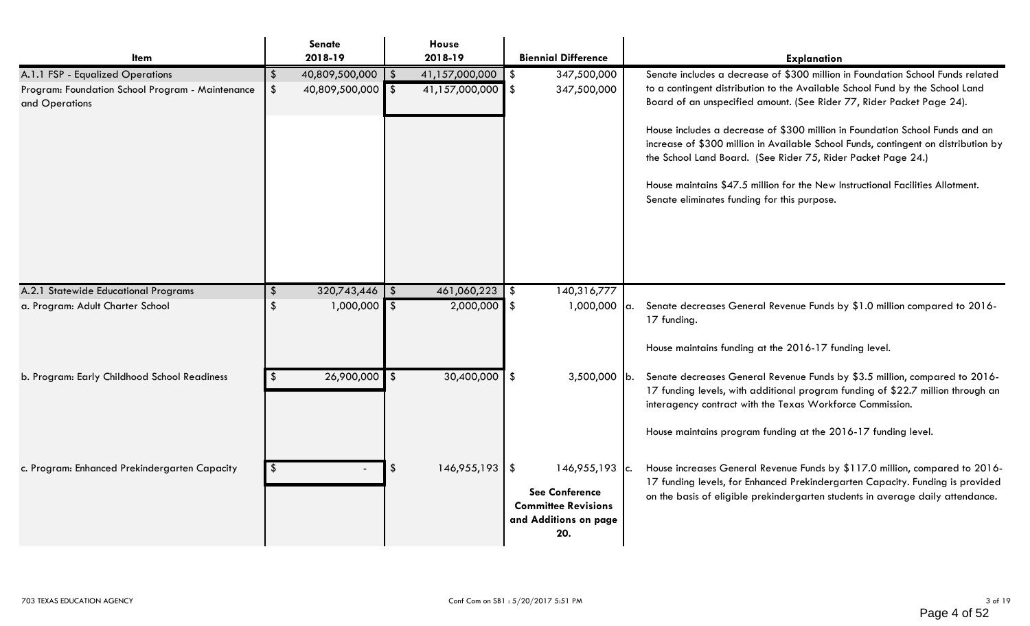| Item | Senate 2018-19 | House 2018-19 | Biennial Difference | Explanation |
|---|---|---|---|---|
| A.1.1 FSP - Equalized Operations | $ 40,809,500,000 | $ 41,157,000,000 | $ 347,500,000 | Senate includes a decrease of $300 million in Foundation School Funds related to a contingent distribution to the Available School Fund by the School Land Board of an unspecified amount. (See Rider 77, Rider Packet Page 24).<br><br>House includes a decrease of $300 million in Foundation School Funds and an increase of $300 million in Available School Funds, contingent on distribution by the School Land Board. (See Rider 75, Rider Packet Page 24.)<br><br>House maintains $47.5 million for the New Instructional Facilities Allotment. Senate eliminates funding for this purpose. |
| Program: Foundation School Program - Maintenance and Operations | $ 40,809,500,000 | $ 41,157,000,000 | $ 347,500,000 | |
| A.2.1 Statewide Educational Programs | $ 320,743,446 | $ 461,060,223 | $ 140,316,777 | |
| a. Program: Adult Charter School | $ 1,000,000 | $ 2,000,000 | $ 1,000,000 | a. Senate decreases General Revenue Funds by $1.0 million compared to 2016-17 funding.<br><br>House maintains funding at the 2016-17 funding level. |
| b. Program: Early Childhood School Readiness | $ 26,900,000 | $ 30,400,000 | $ 3,500,000 | b. Senate decreases General Revenue Funds by $3.5 million, compared to 2016-17 funding levels, with additional program funding of $22.7 million through an interagency contract with the Texas Workforce Commission.<br><br>House maintains program funding at the 2016-17 funding level. |
| c. Program: Enhanced Prekindergarten Capacity | $ - | $ 146,955,193 | $ 146,955,193<br><br>**See Conference Committee Revisions and Additions on page 20.** | c. House increases General Revenue Funds by $117.0 million, compared to 2016-17 funding levels, for Enhanced Prekindergarten Capacity. Funding is provided on the basis of eligible prekindergarten students in average daily attendance. |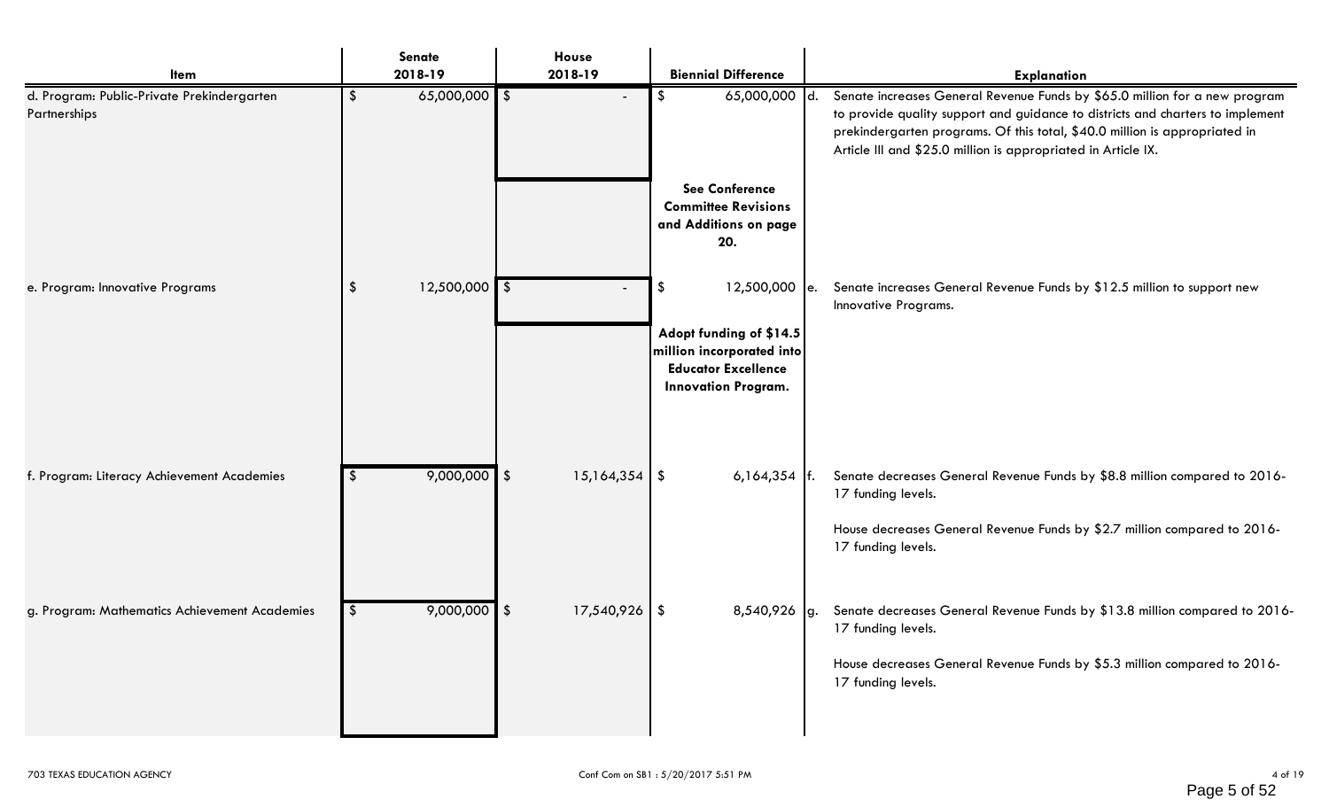| Item | Senate 2018-19 | House 2018-19 | Biennial Difference | Explanation |
|---|---|---|---|---|
| d. Program: Public-Private Prekindergarten Partnerships | $ 65,000,000 | $ - | $ 65,000,000<br><br>**See Conference Committee Revisions and Additions on page 20.** | d. Senate increases General Revenue Funds by $65.0 million for a new program to provide quality support and guidance to districts and charters to implement prekindergarten programs. Of this total, $40.0 million is appropriated in Article III and $25.0 million is appropriated in Article IX. |
| e. Program: Innovative Programs | $ 12,500,000 | $ - | $ 12,500,000<br><br>**Adopt funding of $14.5 million incorporated into Educator Excellence Innovation Program.** | e. Senate increases General Revenue Funds by $12.5 million to support new Innovative Programs. |
| f. Program: Literacy Achievement Academies | $ 9,000,000 | $ 15,164,354 | $ 6,164,354 | f. Senate decreases General Revenue Funds by $8.8 million compared to 2016-17 funding levels.<br><br>House decreases General Revenue Funds by $2.7 million compared to 2016-17 funding levels. |
| g. Program: Mathematics Achievement Academies | $ 9,000,000 | $ 17,540,926 | $ 8,540,926 | g. Senate decreases General Revenue Funds by $13.8 million compared to 2016-17 funding levels.<br><br>House decreases General Revenue Funds by $5.3 million compared to 2016-17 funding levels. |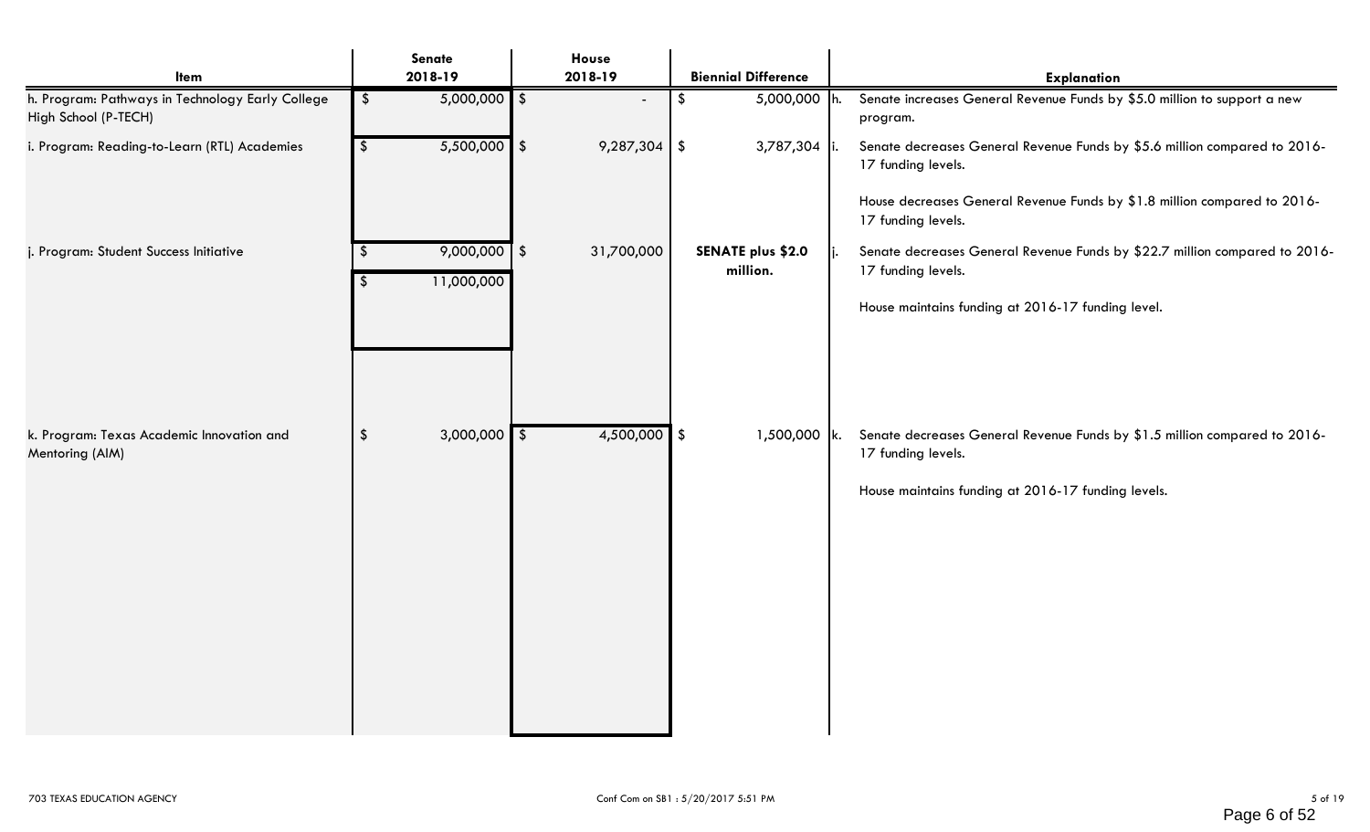| Item | Senate 2018-19 | House 2018-19 | Biennial Difference | Explanation |
|---|---|---|---|---|
| h. Program: Pathways in Technology Early College High School (P-TECH) | $ 5,000,000 | $ - | $ 5,000,000 | h. Senate increases General Revenue Funds by $5.0 million to support a new program. |
| i. Program: Reading-to-Learn (RTL) Academies | $ 5,500,000 | $ 9,287,304 | $ 3,787,304 | i. Senate decreases General Revenue Funds by $5.6 million compared to 2016-17 funding levels.<br><br>House decreases General Revenue Funds by $1.8 million compared to 2016-17 funding levels. |
| j. Program: Student Success Initiative | $ 9,000,000<br>$ 11,000,000 | $ 31,700,000 | **SENATE plus $2.0 million.** | j. Senate decreases General Revenue Funds by $22.7 million compared to 2016-17 funding levels.<br><br>House maintains funding at 2016-17 funding level. |
| k. Program: Texas Academic Innovation and Mentoring (AIM) | $ 3,000,000 | $ 4,500,000 | $ 1,500,000 | k. Senate decreases General Revenue Funds by $1.5 million compared to 2016-17 funding levels.<br><br>House maintains funding at 2016-17 funding levels. |

703 TEXAS EDUCATION AGENCY

Conf Com on SB1 : 5/20/2017 5:51 PM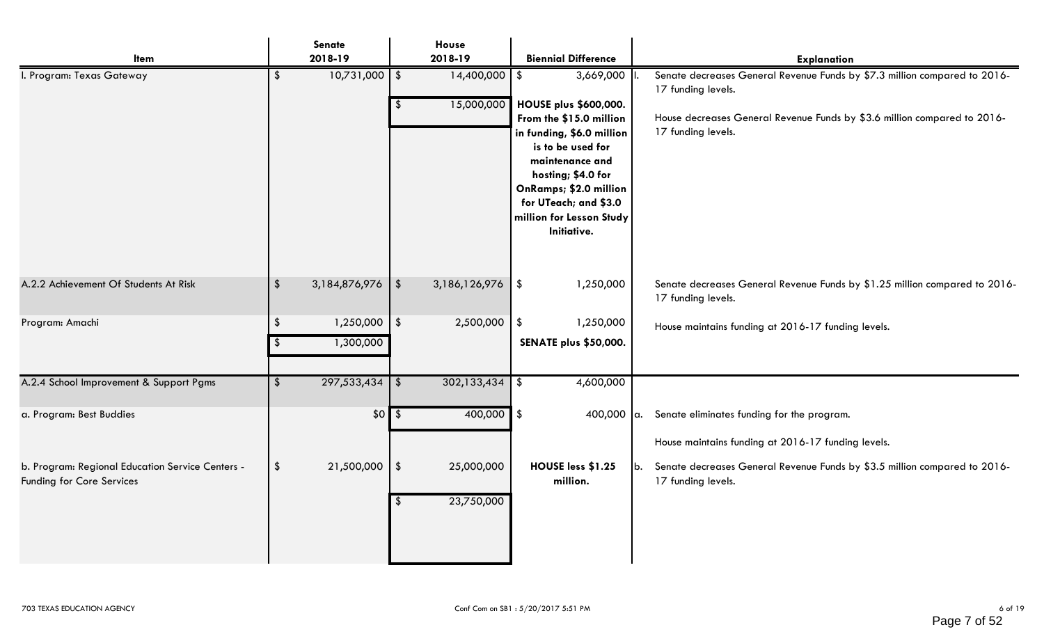| Item | Senate 2018-19 | House 2018-19 | Biennial Difference | Explanation |
|---|---|---|---|---|
| I. Program: Texas Gateway | $ 10,731,000 | $ 14,400,000 | $ 3,669,000 | I. Senate decreases General Revenue Funds by $7.3 million compared to 2016-17 funding levels. |
| | | $ 15,000,000 | **HOUSE plus $600,000. From the $15.0 million in funding, $6.0 million is to be used for maintenance and hosting; $4.0 for OnRamps; $2.0 million for UTeach; and $3.0 million for Lesson Study Initiative.** | House decreases General Revenue Funds by $3.6 million compared to 2016-17 funding levels. |
| A.2.2 Achievement Of Students At Risk | $ 3,184,876,976 | $ 3,186,126,976 | $ 1,250,000 | Senate decreases General Revenue Funds by $1.25 million compared to 2016-17 funding levels. |
| Program: Amachi | $ 1,250,000 | $ 2,500,000 | $ 1,250,000 | House maintains funding at 2016-17 funding levels. |
| | $ 1,300,000 | | **SENATE plus $50,000.** | |
| A.2.4 School Improvement & Support Pgms | $ 297,533,434 | $ 302,133,434 | $ 4,600,000 | |
| a. Program: Best Buddies | $0 | $ 400,000 | $ 400,000 | a. Senate eliminates funding for the program. House maintains funding at 2016-17 funding levels. |
| b. Program: Regional Education Service Centers - Funding for Core Services | $ 21,500,000 | $ 25,000,000 | **HOUSE less $1.25 million.** | b. Senate decreases General Revenue Funds by $3.5 million compared to 2016-17 funding levels. |
| | | $ 23,750,000 | | |

703 TEXAS EDUCATION AGENCY

Conf Com on SB1 : 5/20/2017 5:51 PM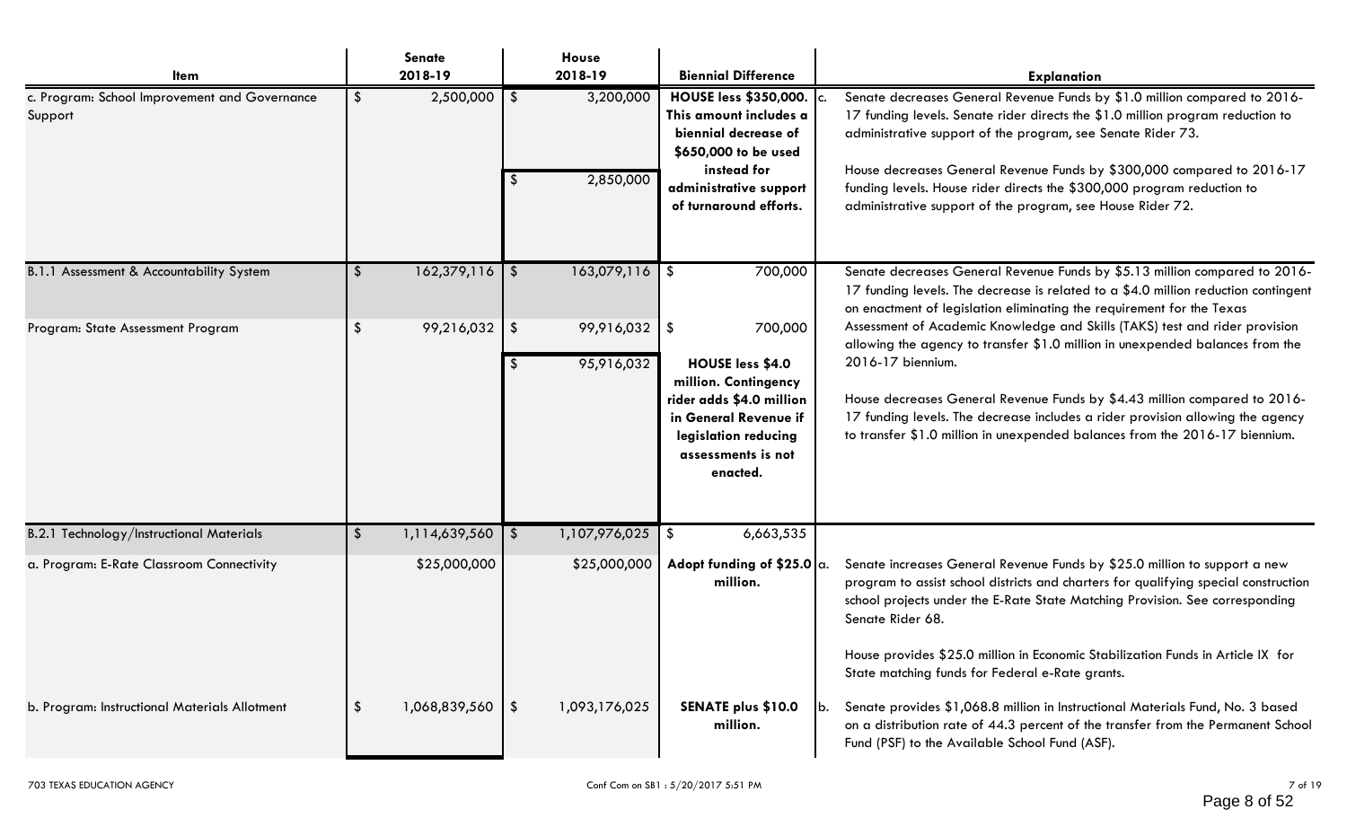| Item | Senate 2018-19 | House 2018-19 | Biennial Difference | Explanation |
|---|---|---|---|---|
| c. Program: School Improvement and Governance Support | $ 2,500,000 | $ 3,200,000<br><br>$ 2,850,000 | **HOUSE less $350,000. This amount includes a biennial decrease of $650,000 to be used instead for administrative support of turnaround efforts.** | c. Senate decreases General Revenue Funds by $1.0 million compared to 2016-17 funding levels. Senate rider directs the $1.0 million program reduction to administrative support of the program, see Senate Rider 73.<br><br>House decreases General Revenue Funds by $300,000 compared to 2016-17 funding levels. House rider directs the $300,000 program reduction to administrative support of the program, see House Rider 72. |
| B.1.1 Assessment & Accountability System | $ 162,379,116 | $ 163,079,116 | $ 700,000 | Senate decreases General Revenue Funds by $5.13 million compared to 2016-17 funding levels. The decrease is related to a $4.0 million reduction contingent on enactment of legislation eliminating the requirement for the Texas Assessment of Academic Knowledge and Skills (TAKS) test and rider provision allowing the agency to transfer $1.0 million in unexpended balances from the 2016-17 biennium.<br><br>House decreases General Revenue Funds by $4.43 million compared to 2016-17 funding levels. The decrease includes a rider provision allowing the agency to transfer $1.0 million in unexpended balances from the 2016-17 biennium. |
| Program: State Assessment Program | $ 99,216,032 | $ 99,916,032<br><br>$ 95,916,032 | $ 700,000<br><br>**HOUSE less $4.0 million. Contingency rider adds $4.0 million in General Revenue if legislation reducing assessments is not enacted.** | |
| B.2.1 Technology/Instructional Materials | $ 1,114,639,560 | $ 1,107,976,025 | $ 6,663,535 | |
| a. Program: E-Rate Classroom Connectivity | $25,000,000 | $25,000,000 | **Adopt funding of $25.0 million.** | a. Senate increases General Revenue Funds by $25.0 million to support a new program to assist school districts and charters for qualifying special construction school projects under the E-Rate State Matching Provision. See corresponding Senate Rider 68.<br><br>House provides $25.0 million in Economic Stabilization Funds in Article IX for State matching funds for Federal e-Rate grants. |
| b. Program: Instructional Materials Allotment | $ 1,068,839,560 | $ 1,093,176,025 | **SENATE plus $10.0 million.** | b. Senate provides $1,068.8 million in Instructional Materials Fund, No. 3 based on a distribution rate of 44.3 percent of the transfer from the Permanent School Fund (PSF) to the Available School Fund (ASF). |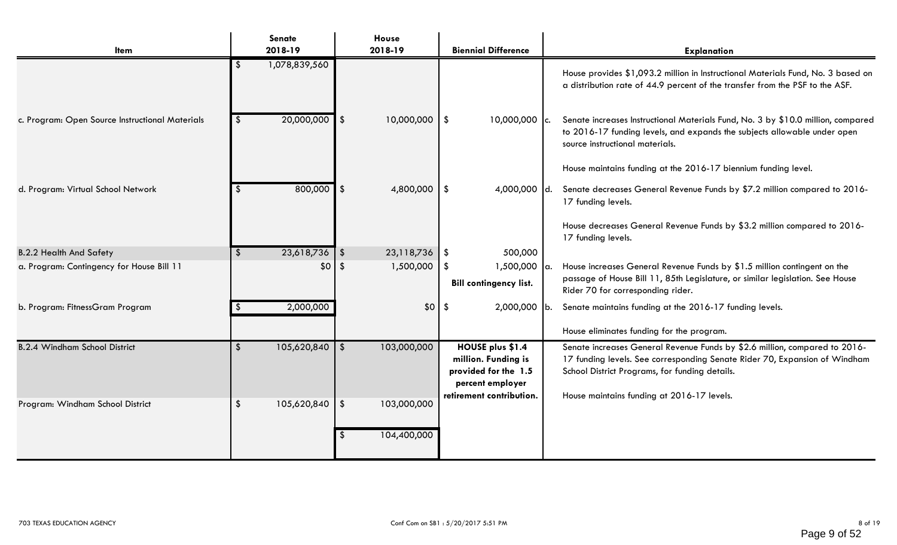| Item | Senate 2018-19 | House 2018-19 | Biennial Difference | Explanation |
|---|---|---|---|---|
| | $ 1,078,839,560 | | | House provides $1,093.2 million in Instructional Materials Fund, No. 3 based on a distribution rate of 44.9 percent of the transfer from the PSF to the ASF. |
| c. Program: Open Source Instructional Materials | $ 20,000,000 | $ 10,000,000 | $ 10,000,000 | c. Senate increases Instructional Materials Fund, No. 3 by $10.0 million, compared to 2016-17 funding levels, and expands the subjects allowable under open source instructional materials.<br><br>House maintains funding at the 2016-17 biennium funding level. |
| d. Program: Virtual School Network | $ 800,000 | $ 4,800,000 | $ 4,000,000 | d. Senate decreases General Revenue Funds by $7.2 million compared to 2016-17 funding levels.<br><br>House decreases General Revenue Funds by $3.2 million compared to 2016-17 funding levels. |
| B.2.2 Health And Safety | $ 23,618,736 | $ 23,118,736 | $ 500,000 | |
| a. Program: Contingency for House Bill 11 | $0 | $ 1,500,000 | $ 1,500,000<br>**Bill contingency list.** | a. House increases General Revenue Funds by $1.5 million contingent on the passage of House Bill 11, 85th Legislature, or similar legislation. See House Rider 70 for corresponding rider. |
| b. Program: FitnessGram Program | $ 2,000,000 | $0 | $ 2,000,000 | b. Senate maintains funding at the 2016-17 funding levels.<br><br>House eliminates funding for the program. |
| B.2.4 Windham School District | $ 105,620,840 | $ 103,000,000 | **HOUSE plus $1.4 million. Funding is provided for the 1.5 percent employer retirement contribution.** | Senate increases General Revenue Funds by $2.6 million, compared to 2016-17 funding levels. See corresponding Senate Rider 70, Expansion of Windham School District Programs, for funding details.<br><br>House maintains funding at 2016-17 levels. |
| Program: Windham School District | $ 105,620,840 | $ 103,000,000 | | |
| | | $ 104,400,000 | | |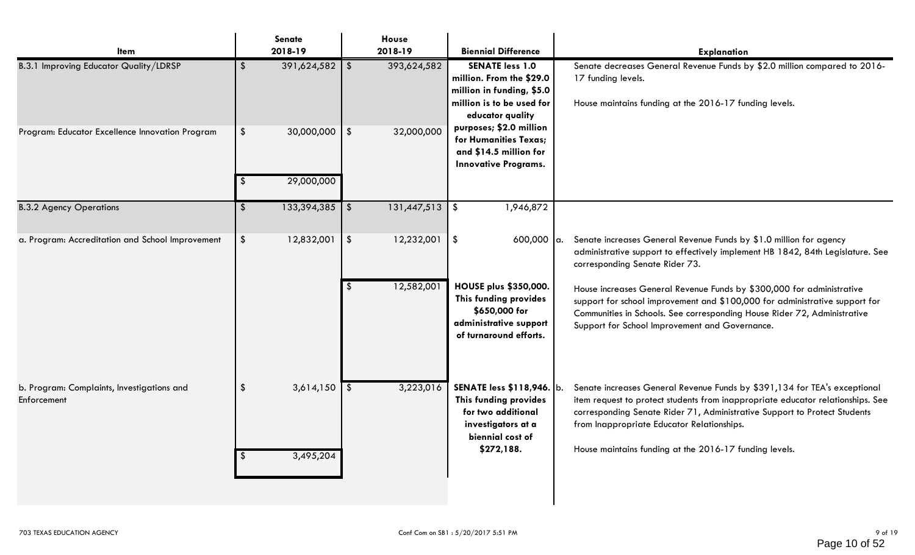| Item | Senate 2018-19 | House 2018-19 | Biennial Difference | Explanation |
|---|---|---|---|---|
| B.3.1 Improving Educator Quality/LDRSP | $ 391,624,582 | $ 393,624,582 | **SENATE less 1.0 million. From the $29.0 million in funding, $5.0 million is to be used for educator quality purposes; $2.0 million for Humanities Texas; and $14.5 million for Innovative Programs.** | Senate decreases General Revenue Funds by $2.0 million compared to 2016-17 funding levels.<br><br>House maintains funding at the 2016-17 funding levels. |
| Program: Educator Excellence Innovation Program | $ 30,000,000 | $ 32,000,000 | | |
| | $ 29,000,000 | | | |
| B.3.2 Agency Operations | $ 133,394,385 | $ 131,447,513 | $ 1,946,872 | |
| a. Program: Accreditation and School Improvement | $ 12,832,001 | $ 12,232,001 | $ 600,000 | a. Senate increases General Revenue Funds by $1.0 million for agency administrative support to effectively implement HB 1842, 84th Legislature. See corresponding Senate Rider 73. |
| | | $ 12,582,001 | **HOUSE plus $350,000. This funding provides $650,000 for administrative support of turnaround efforts.** | House increases General Revenue Funds by $300,000 for administrative support for school improvement and $100,000 for administrative support for Communities in Schools. See corresponding House Rider 72, Administrative Support for School Improvement and Governance. |
| b. Program: Complaints, Investigations and Enforcement | $ 3,614,150 | $ 3,223,016 | **SENATE less $118,946. This funding provides for two additional investigators at a biennial cost of $272,188.** | b. Senate increases General Revenue Funds by $391,134 for TEA's exceptional item request to protect students from inappropriate educator relationships. See corresponding Senate Rider 71, Administrative Support to Protect Students from Inappropriate Educator Relationships.<br><br>House maintains funding at the 2016-17 funding levels. |
| | $ 3,495,204 | | | |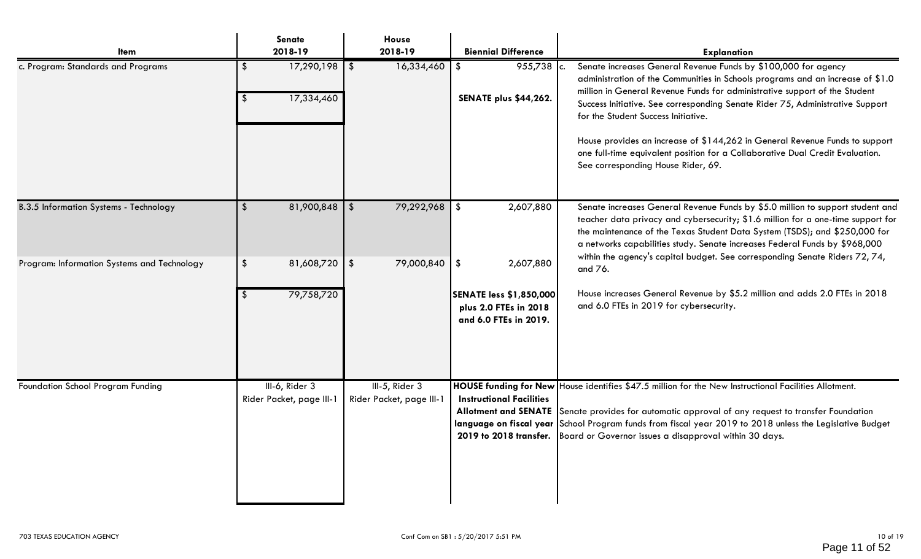| Item | Senate 2018-19 | House 2018-19 | Biennial Difference | Explanation |
|---|---|---|---|---|
| c. Program: Standards and Programs | $ 17,290,198<br><br>$ 17,334,460 | $ 16,334,460 | $ 955,738<br><br>**SENATE plus $44,262.** | c. Senate increases General Revenue Funds by $100,000 for agency administration of the Communities in Schools programs and an increase of $1.0 million in General Revenue Funds for administrative support of the Student Success Initiative. See corresponding Senate Rider 75, Administrative Support for the Student Success Initiative.<br><br>House provides an increase of $144,262 in General Revenue Funds to support one full-time equivalent position for a Collaborative Dual Credit Evaluation. See corresponding House Rider, 69. |
| B.3.5 Information Systems - Technology | $ 81,900,848 | $ 79,292,968 | $ 2,607,880 | Senate increases General Revenue Funds by $5.0 million to support student and teacher data privacy and cybersecurity; $1.6 million for a one-time support for the maintenance of the Texas Student Data System (TSDS); and $250,000 for a networks capabilities study. Senate increases Federal Funds by $968,000 within the agency's capital budget. See corresponding Senate Riders 72, 74, and 76.<br><br>House increases General Revenue by $5.2 million and adds 2.0 FTEs in 2018 and 6.0 FTEs in 2019 for cybersecurity. |
| Program: Information Systems and Technology | $ 81,608,720<br><br>$ 79,758,720 | $ 79,000,840 | $ 2,607,880<br><br>**SENATE less $1,850,000 plus 2.0 FTEs in 2018 and 6.0 FTEs in 2019.** | |
| Foundation School Program Funding | III-6, Rider 3<br>Rider Packet, page III-1 | III-5, Rider 3<br>Rider Packet, page III-1 | **HOUSE funding for New Instructional Facilities Allotment and SENATE language on fiscal year 2019 to 2018 transfer.** | House identifies $47.5 million for the New Instructional Facilities Allotment.<br><br>Senate provides for automatic approval of any request to transfer Foundation School Program funds from fiscal year 2019 to 2018 unless the Legislative Budget Board or Governor issues a disapproval within 30 days. |

703 TEXAS EDUCATION AGENCY

Conf Com on SB1 : 5/20/2017 5:51 PM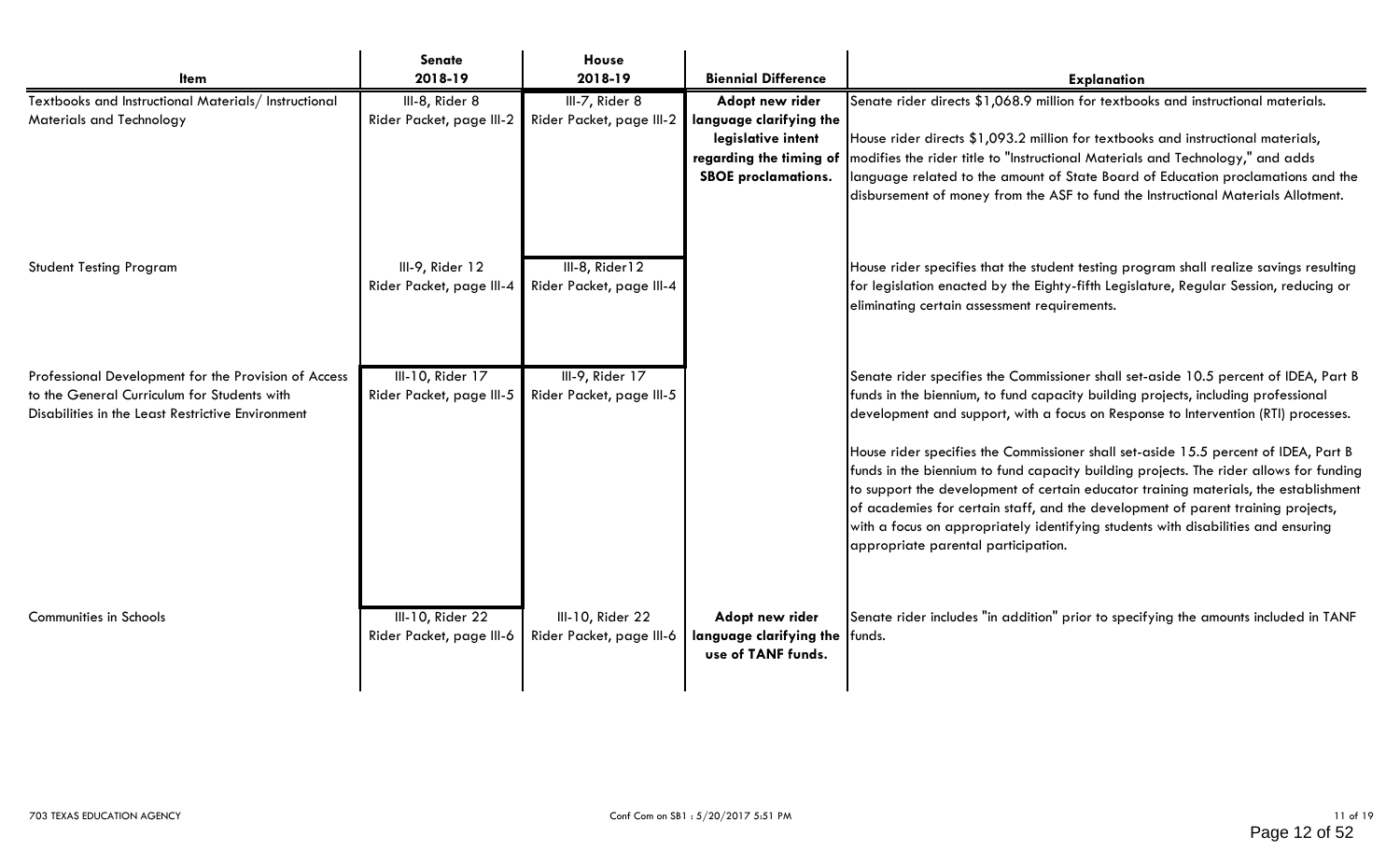| Item | Senate 2018-19 | House 2018-19 | Biennial Difference | Explanation |
|---|---|---|---|---|
| Textbooks and Instructional Materials/ Instructional Materials and Technology | III-8, Rider 8 Rider Packet, page III-2 | III-7, Rider 8 Rider Packet, page III-2 | **Adopt new rider language clarifying the legislative intent regarding the timing of SBOE proclamations.** | Senate rider directs $1,068.9 million for textbooks and instructional materials.<br><br>House rider directs $1,093.2 million for textbooks and instructional materials, modifies the rider title to "Instructional Materials and Technology," and adds language related to the amount of State Board of Education proclamations and the disbursement of money from the ASF to fund the Instructional Materials Allotment. |
| Student Testing Program | III-9, Rider 12 Rider Packet, page III-4 | III-8, Rider12 Rider Packet, page III-4 | | House rider specifies that the student testing program shall realize savings resulting for legislation enacted by the Eighty-fifth Legislature, Regular Session, reducing or eliminating certain assessment requirements. |
| Professional Development for the Provision of Access to the General Curriculum for Students with Disabilities in the Least Restrictive Environment | III-10, Rider 17 Rider Packet, page III-5 | III-9, Rider 17 Rider Packet, page III-5 | | Senate rider specifies the Commissioner shall set-aside 10.5 percent of IDEA, Part B funds in the biennium, to fund capacity building projects, including professional development and support, with a focus on Response to Intervention (RTI) processes.<br><br>House rider specifies the Commissioner shall set-aside 15.5 percent of IDEA, Part B funds in the biennium to fund capacity building projects. The rider allows for funding to support the development of certain educator training materials, the establishment of academies for certain staff, and the development of parent training projects, with a focus on appropriately identifying students with disabilities and ensuring appropriate parental participation. |
| Communities in Schools | III-10, Rider 22 Rider Packet, page III-6 | III-10, Rider 22 Rider Packet, page III-6 | **Adopt new rider language clarifying the use of TANF funds.** | Senate rider includes "in addition" prior to specifying the amounts included in TANF funds. |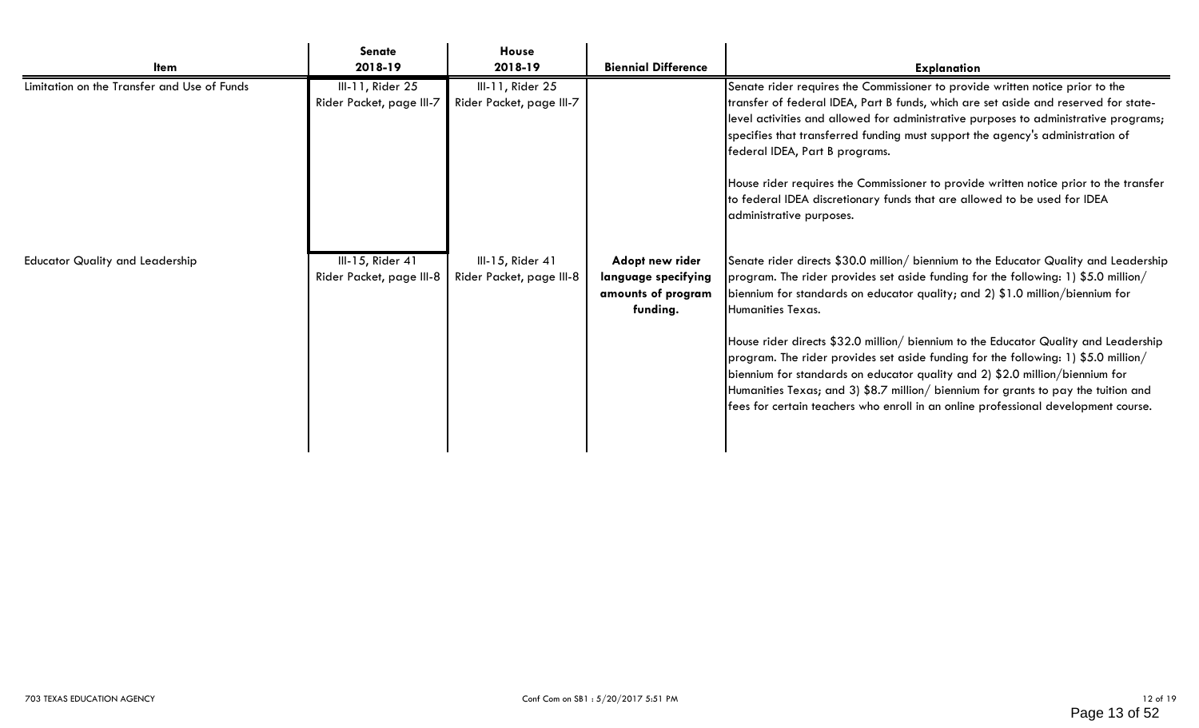| Item | Senate 2018-19 | House 2018-19 | Biennial Difference | Explanation |
|---|---|---|---|---|
| Limitation on the Transfer and Use of Funds | III-11, Rider 25 Rider Packet, page III-7 | III-11, Rider 25 Rider Packet, page III-7 | | Senate rider requires the Commissioner to provide written notice prior to the transfer of federal IDEA, Part B funds, which are set aside and reserved for state-level activities and allowed for administrative purposes to administrative programs; specifies that transferred funding must support the agency's administration of federal IDEA, Part B programs.<br><br>House rider requires the Commissioner to provide written notice prior to the transfer to federal IDEA discretionary funds that are allowed to be used for IDEA administrative purposes. |
| Educator Quality and Leadership | III-15, Rider 41 Rider Packet, page III-8 | III-15, Rider 41 Rider Packet, page III-8 | **Adopt new rider language specifying amounts of program funding.** | Senate rider directs $30.0 million/ biennium to the Educator Quality and Leadership program. The rider provides set aside funding for the following: 1) $5.0 million/ biennium for standards on educator quality; and 2) $1.0 million/biennium for Humanities Texas.<br><br>House rider directs $32.0 million/ biennium to the Educator Quality and Leadership program. The rider provides set aside funding for the following: 1) $5.0 million/ biennium for standards on educator quality and 2) $2.0 million/biennium for Humanities Texas; and 3) $8.7 million/ biennium for grants to pay the tuition and fees for certain teachers who enroll in an online professional development course. |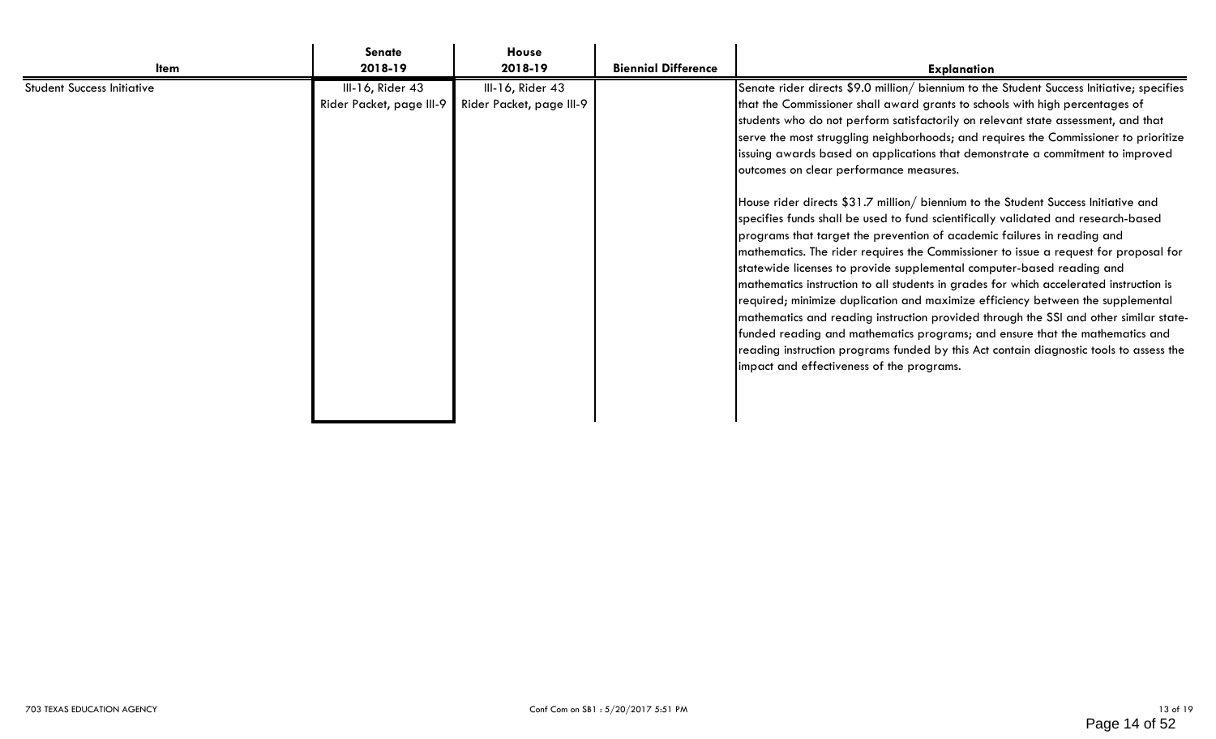| Item | Senate 2018-19 | House 2018-19 | Biennial Difference | Explanation |
|---|---|---|---|---|
| Student Success Initiative | III-16, Rider 43 Rider Packet, page III-9 | III-16, Rider 43 Rider Packet, page III-9 | | Senate rider directs $9.0 million/ biennium to the Student Success Initiative; specifies that the Commissioner shall award grants to schools with high percentages of students who do not perform satisfactorily on relevant state assessment, and that serve the most struggling neighborhoods; and requires the Commissioner to prioritize issuing awards based on applications that demonstrate a commitment to improved outcomes on clear performance measures.<br><br>House rider directs $31.7 million/ biennium to the Student Success Initiative and specifies funds shall be used to fund scientifically validated and research-based programs that target the prevention of academic failures in reading and mathematics. The rider requires the Commissioner to issue a request for proposal for statewide licenses to provide supplemental computer-based reading and mathematics instruction to all students in grades for which accelerated instruction is required; minimize duplication and maximize efficiency between the supplemental mathematics and reading instruction provided through the SSI and other similar state-funded reading and mathematics programs; and ensure that the mathematics and reading instruction programs funded by this Act contain diagnostic tools to assess the impact and effectiveness of the programs. |

703 TEXAS EDUCATION AGENCY

Conf Com on SB1 : 5/20/2017 5:51 PM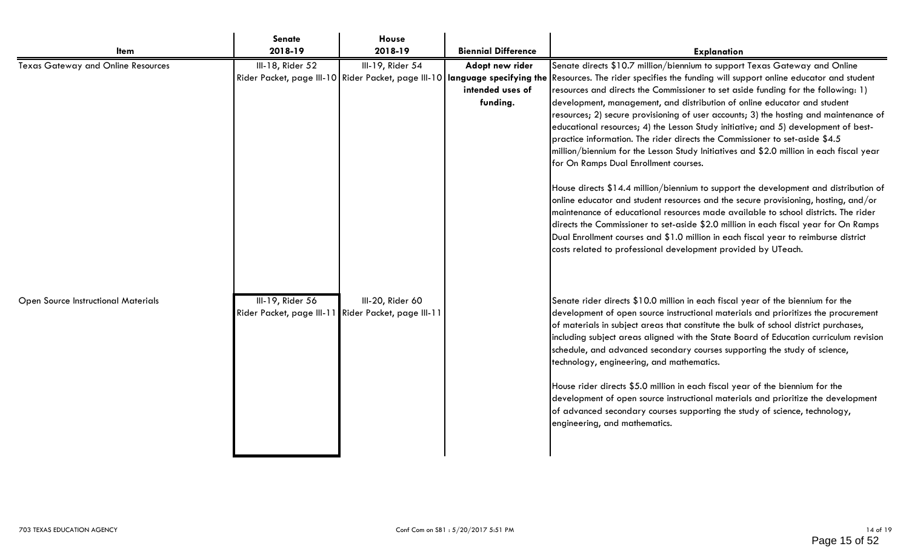| Item | Senate 2018-19 | House 2018-19 | Biennial Difference | Explanation |
|---|---|---|---|---|
| Texas Gateway and Online Resources | III-18, Rider 52 Rider Packet, page III-10 | III-19, Rider 54 Rider Packet, page III-10 | **Adopt new rider language specifying the intended uses of funding.** | Senate directs $10.7 million/biennium to support Texas Gateway and Online Resources. The rider specifies the funding will support online educator and student resources and directs the Commissioner to set aside funding for the following: 1) development, management, and distribution of online educator and student resources; 2) secure provisioning of user accounts; 3) the hosting and maintenance of educational resources; 4) the Lesson Study initiative; and 5) development of best-practice information. The rider directs the Commissioner to set-aside $4.5 million/biennium for the Lesson Study Initiatives and $2.0 million in each fiscal year for On Ramps Dual Enrollment courses.<br><br>House directs $14.4 million/biennium to support the development and distribution of online educator and student resources and the secure provisioning, hosting, and/or maintenance of educational resources made available to school districts. The rider directs the Commissioner to set-aside $2.0 million in each fiscal year for On Ramps Dual Enrollment courses and $1.0 million in each fiscal year to reimburse district costs related to professional development provided by UTeach. |
| Open Source Instructional Materials | III-19, Rider 56 Rider Packet, page III-11 | III-20, Rider 60 Rider Packet, page III-11 | | Senate rider directs $10.0 million in each fiscal year of the biennium for the development of open source instructional materials and prioritizes the procurement of materials in subject areas that constitute the bulk of school district purchases, including subject areas aligned with the State Board of Education curriculum revision schedule, and advanced secondary courses supporting the study of science, technology, engineering, and mathematics.<br><br>House rider directs $5.0 million in each fiscal year of the biennium for the development of open source instructional materials and prioritize the development of advanced secondary courses supporting the study of science, technology, engineering, and mathematics. |

703 TEXAS EDUCATION AGENCY

Conf Com on SB1 : 5/20/2017 5:51 PM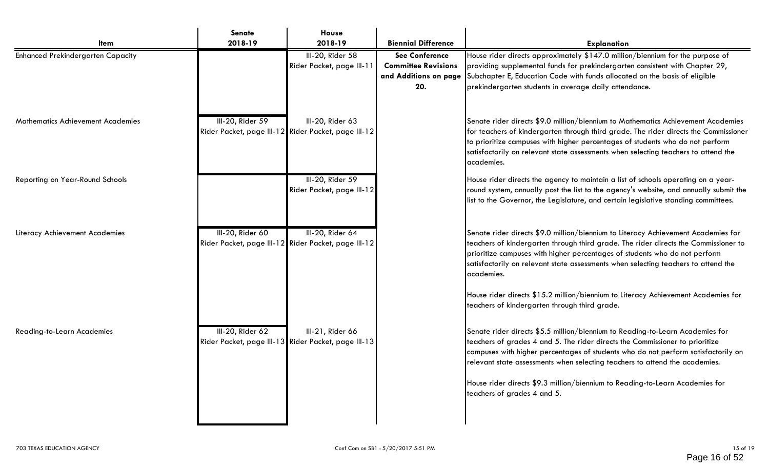| Item | Senate 2018-19 | House 2018-19 | Biennial Difference | Explanation |
|---|---|---|---|---|
| Enhanced Prekindergarten Capacity | | III-20, Rider 58 Rider Packet, page III-11 | **See Conference Committee Revisions and Additions on page 20.** | House rider directs approximately $147.0 million/biennium for the purpose of providing supplemental funds for prekindergarten consistent with Chapter 29, Subchapter E, Education Code with funds allocated on the basis of eligible prekindergarten students in average daily attendance. |
| Mathematics Achievement Academies | III-20, Rider 59 Rider Packet, page III-12 | III-20, Rider 63 Rider Packet, page III-12 | | Senate rider directs $9.0 million/biennium to Mathematics Achievement Academies for teachers of kindergarten through third grade. The rider directs the Commissioner to prioritize campuses with higher percentages of students who do not perform satisfactorily on relevant state assessments when selecting teachers to attend the academies. |
| Reporting on Year-Round Schools | | III-20, Rider 59 Rider Packet, page III-12 | | House rider directs the agency to maintain a list of schools operating on a year-round system, annually post the list to the agency's website, and annually submit the list to the Governor, the Legislature, and certain legislative standing committees. |
| Literacy Achievement Academies | III-20, Rider 60 Rider Packet, page III-12 | III-20, Rider 64 Rider Packet, page III-12 | | Senate rider directs $9.0 million/biennium to Literacy Achievement Academies for teachers of kindergarten through third grade. The rider directs the Commissioner to prioritize campuses with higher percentages of students who do not perform satisfactorily on relevant state assessments when selecting teachers to attend the academies.<br><br>House rider directs $15.2 million/biennium to Literacy Achievement Academies for teachers of kindergarten through third grade. |
| Reading-to-Learn Academies | III-20, Rider 62 Rider Packet, page III-13 | III-21, Rider 66 Rider Packet, page III-13 | | Senate rider directs $5.5 million/biennium to Reading-to-Learn Academies for teachers of grades 4 and 5. The rider directs the Commissioner to prioritize campuses with higher percentages of students who do not perform satisfactorily on relevant state assessments when selecting teachers to attend the academies.<br><br>House rider directs $9.3 million/biennium to Reading-to-Learn Academies for teachers of grades 4 and 5. |

703 TEXAS EDUCATION AGENCY

Conf Com on SB1 : 5/20/2017 5:51 PM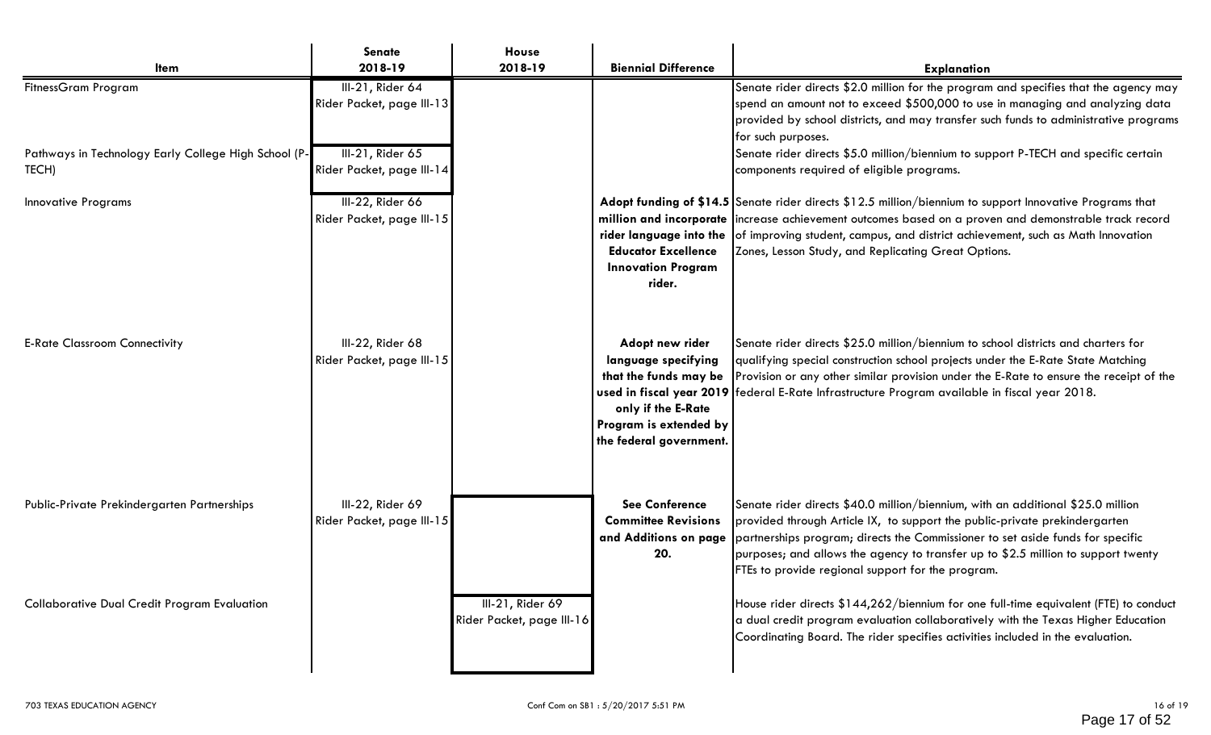| Item | Senate 2018-19 | House 2018-19 | Biennial Difference | Explanation |
|---|---|---|---|---|
| FitnessGram Program | III-21, Rider 64 Rider Packet, page III-13 | | | Senate rider directs $2.0 million for the program and specifies that the agency may spend an amount not to exceed $500,000 to use in managing and analyzing data provided by school districts, and may transfer such funds to administrative programs for such purposes. |
| Pathways in Technology Early College High School (P-TECH) | III-21, Rider 65 Rider Packet, page III-14 | | | Senate rider directs $5.0 million/biennium to support P-TECH and specific certain components required of eligible programs. |
| Innovative Programs | III-22, Rider 66 Rider Packet, page III-15 | | **Adopt funding of $14.5 million and incorporate rider language into the Educator Excellence Innovation Program rider.** | Senate rider directs $12.5 million/biennium to support Innovative Programs that increase achievement outcomes based on a proven and demonstrable track record of improving student, campus, and district achievement, such as Math Innovation Zones, Lesson Study, and Replicating Great Options. |
| E-Rate Classroom Connectivity | III-22, Rider 68 Rider Packet, page III-15 | | **Adopt new rider language specifying that the funds may be used in fiscal year 2019 only if the E-Rate Program is extended by the federal government.** | Senate rider directs $25.0 million/biennium to school districts and charters for qualifying special construction school projects under the E-Rate State Matching Provision or any other similar provision under the E-Rate to ensure the receipt of the federal E-Rate Infrastructure Program available in fiscal year 2018. |
| Public-Private Prekindergarten Partnerships | III-22, Rider 69 Rider Packet, page III-15 | | **See Conference Committee Revisions and Additions on page 20.** | Senate rider directs $40.0 million/biennium, with an additional $25.0 million provided through Article IX, to support the public-private prekindergarten partnerships program; directs the Commissioner to set aside funds for specific purposes; and allows the agency to transfer up to $2.5 million to support twenty FTEs to provide regional support for the program. |
| Collaborative Dual Credit Program Evaluation | | III-21, Rider 69 Rider Packet, page III-16 | | House rider directs $144,262/biennium for one full-time equivalent (FTE) to conduct a dual credit program evaluation collaboratively with the Texas Higher Education Coordinating Board. The rider specifies activities included in the evaluation. |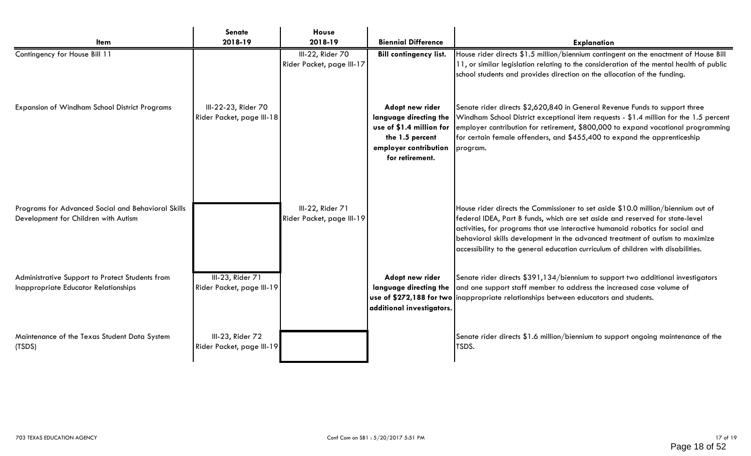| Item | Senate 2018-19 | House 2018-19 | Biennial Difference | Explanation |
|---|---|---|---|---|
| Contingency for House Bill 11 | | III-22, Rider 70 Rider Packet, page III-17 | **Bill contingency list.** | House rider directs $1.5 million/biennium contingent on the enactment of House Bill 11, or similar legislation relating to the consideration of the mental health of public school students and provides direction on the allocation of the funding. |
| Expansion of Windham School District Programs | III-22-23, Rider 70 Rider Packet, page III-18 | | **Adopt new rider language directing the use of $1.4 million for the 1.5 percent employer contribution for retirement.** | Senate rider directs $2,620,840 in General Revenue Funds to support three Windham School District exceptional item requests - $1.4 million for the 1.5 percent employer contribution for retirement, $800,000 to expand vocational programming for certain female offenders, and $455,400 to expand the apprenticeship program. |
| Programs for Advanced Social and Behavioral Skills Development for Children with Autism | | III-22, Rider 71 Rider Packet, page III-19 | | House rider directs the Commissioner to set aside $10.0 million/biennium out of federal IDEA, Part B funds, which are set aside and reserved for state-level activities, for programs that use interactive humanoid robotics for social and behavioral skills development in the advanced treatment of autism to maximize accessibility to the general education curriculum of children with disabilities. |
| Administrative Support to Protect Students from Inappropriate Educator Relationships | III-23, Rider 71 Rider Packet, page III-19 | | **Adopt new rider language directing the use of $272,188 for two additional investigators.** | Senate rider directs $391,134/biennium to support two additional investigators and one support staff member to address the increased case volume of inappropriate relationships between educators and students. |
| Maintenance of the Texas Student Data System (TSDS) | III-23, Rider 72 Rider Packet, page III-19 | | | Senate rider directs $1.6 million/biennium to support ongoing maintenance of the TSDS. |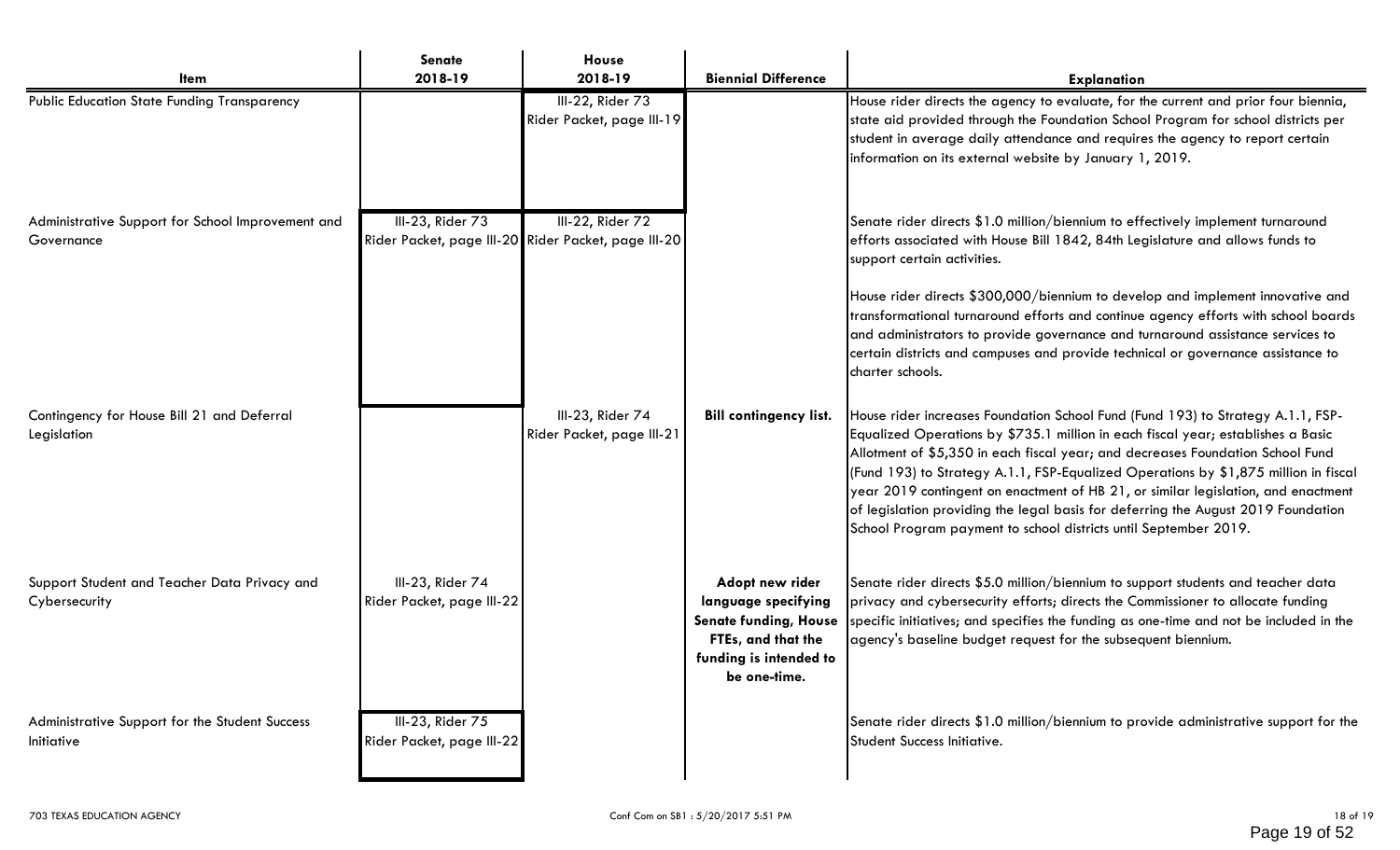| Item | Senate 2018-19 | House 2018-19 | Biennial Difference | Explanation |
|---|---|---|---|---|
| Public Education State Funding Transparency | | III-22, Rider 73 Rider Packet, page III-19 | | House rider directs the agency to evaluate, for the current and prior four biennia, state aid provided through the Foundation School Program for school districts per student in average daily attendance and requires the agency to report certain information on its external website by January 1, 2019. |
| Administrative Support for School Improvement and Governance | III-23, Rider 73 Rider Packet, page III-20 | III-22, Rider 72 Rider Packet, page III-20 | | Senate rider directs $1.0 million/biennium to effectively implement turnaround efforts associated with House Bill 1842, 84th Legislature and allows funds to support certain activities.<br><br>House rider directs $300,000/biennium to develop and implement innovative and transformational turnaround efforts and continue agency efforts with school boards and administrators to provide governance and turnaround assistance services to certain districts and campuses and provide technical or governance assistance to charter schools. |
| Contingency for House Bill 21 and Deferral Legislation | | III-23, Rider 74 Rider Packet, page III-21 | **Bill contingency list.** | House rider increases Foundation School Fund (Fund 193) to Strategy A.1.1, FSP-Equalized Operations by $735.1 million in each fiscal year; establishes a Basic Allotment of $5,350 in each fiscal year; and decreases Foundation School Fund (Fund 193) to Strategy A.1.1, FSP-Equalized Operations by $1,875 million in fiscal year 2019 contingent on enactment of HB 21, or similar legislation, and enactment of legislation providing the legal basis for deferring the August 2019 Foundation School Program payment to school districts until September 2019. |
| Support Student and Teacher Data Privacy and Cybersecurity | III-23, Rider 74 Rider Packet, page III-22 | | **Adopt new rider language specifying Senate funding, House FTEs, and that the funding is intended to be one-time.** | Senate rider directs $5.0 million/biennium to support students and teacher data privacy and cybersecurity efforts; directs the Commissioner to allocate funding specific initiatives; and specifies the funding as one-time and not be included in the agency's baseline budget request for the subsequent biennium. |
| Administrative Support for the Student Success Initiative | III-23, Rider 75 Rider Packet, page III-22 | | | Senate rider directs $1.0 million/biennium to provide administrative support for the Student Success Initiative. |

703 TEXAS EDUCATION AGENCY

Conf Com on SB1 : 5/20/2017 5:51 PM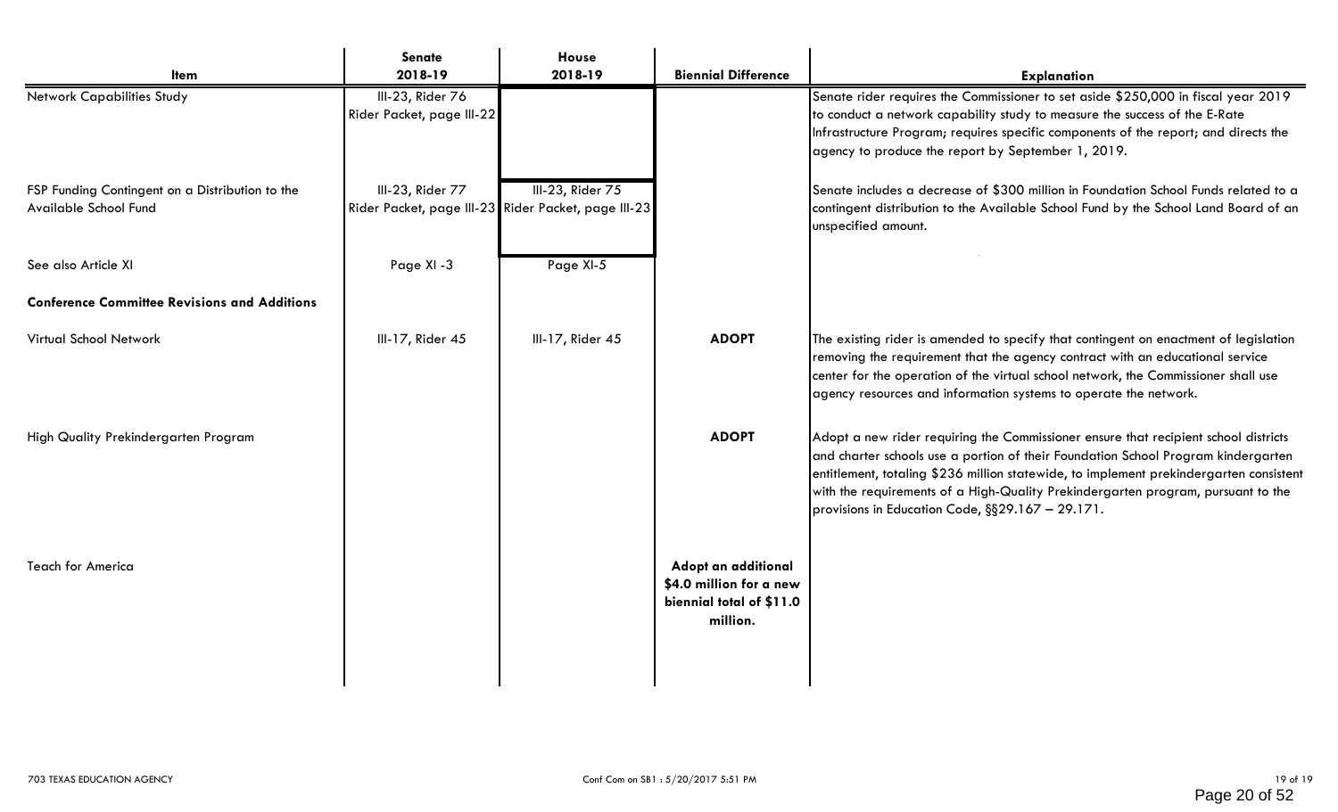| Item | Senate 2018-19 | House 2018-19 | Biennial Difference | Explanation |
|---|---|---|---|---|
| Network Capabilities Study | III-23, Rider 76 Rider Packet, page III-22 | | | Senate rider requires the Commissioner to set aside $250,000 in fiscal year 2019 to conduct a network capability study to measure the success of the E-Rate Infrastructure Program; requires specific components of the report; and directs the agency to produce the report by September 1, 2019. |
| FSP Funding Contingent on a Distribution to the Available School Fund | III-23, Rider 77 Rider Packet, page III-23 | III-23, Rider 75 Rider Packet, page III-23 | | Senate includes a decrease of $300 million in Foundation School Funds related to a contingent distribution to the Available School Fund by the School Land Board of an unspecified amount. |
| See also Article XI | Page XI -3 | Page XI-5 | | |
| **Conference Committee Revisions and Additions** | | | | |
| Virtual School Network | III-17, Rider 45 | III-17, Rider 45 | **ADOPT** | The existing rider is amended to specify that contingent on enactment of legislation removing the requirement that the agency contract with an educational service center for the operation of the virtual school network, the Commissioner shall use agency resources and information systems to operate the network. |
| High Quality Prekindergarten Program | | | **ADOPT** | Adopt a new rider requiring the Commissioner ensure that recipient school districts and charter schools use a portion of their Foundation School Program kindergarten entitlement, totaling $236 million statewide, to implement prekindergarten consistent with the requirements of a High-Quality Prekindergarten program, pursuant to the provisions in Education Code, §§29.167 – 29.171. |
| Teach for America | | | **Adopt an additional $4.0 million for a new biennial total of $11.0 million.** | |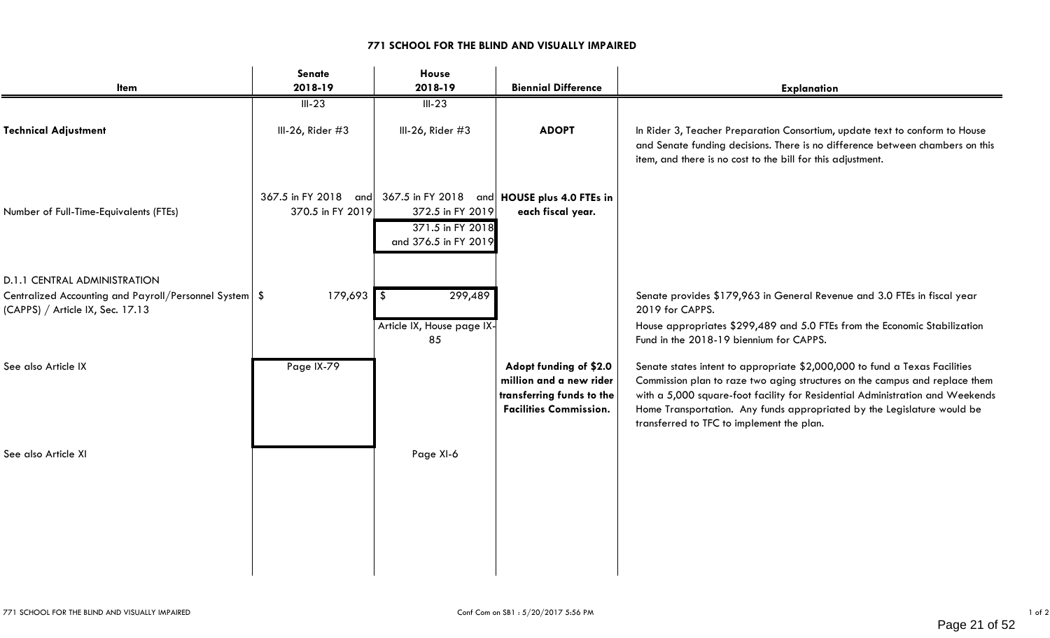**771 SCHOOL FOR THE BLIND AND VISUALLY IMPAIRED**

| Item | Senate 2018-19 | House 2018-19 | Biennial Difference | Explanation |
|---|---|---|---|---|
| | III-23 | III-23 | | |
| **Technical Adjustment** | III-26, Rider #3 | III-26, Rider #3 | **ADOPT** | In Rider 3, Teacher Preparation Consortium, update text to conform to House and Senate funding decisions. There is no difference between chambers on this item, and there is no cost to the bill for this adjustment. |
| Number of Full-Time-Equivalents (FTEs) | 367.5 in FY 2018 and 370.5 in FY 2019 | 367.5 in FY 2018 and 372.5 in FY 2019<br>371.5 in FY 2018 and 376.5 in FY 2019 | **HOUSE plus 4.0 FTEs in each fiscal year.** | |
| D.1.1 CENTRAL ADMINISTRATION<br>Centralized Accounting and Payroll/Personnel System (CAPPS) / Article IX, Sec. 17.13 | $ 179,693 | $ 299,489<br>Article IX, House page IX-85 | | Senate provides $179,963 in General Revenue and 3.0 FTEs in fiscal year 2019 for CAPPS.<br>House appropriates $299,489 and 5.0 FTEs from the Economic Stabilization Fund in the 2018-19 biennium for CAPPS. |
| See also Article IX | Page IX-79 | | **Adopt funding of $2.0 million and a new rider transferring funds to the Facilities Commission.** | Senate states intent to appropriate $2,000,000 to fund a Texas Facilities Commission plan to raze two aging structures on the campus and replace them with a 5,000 square-foot facility for Residential Administration and Weekends Home Transportation. Any funds appropriated by the Legislature would be transferred to TFC to implement the plan. |
| See also Article XI | | Page XI-6 | | |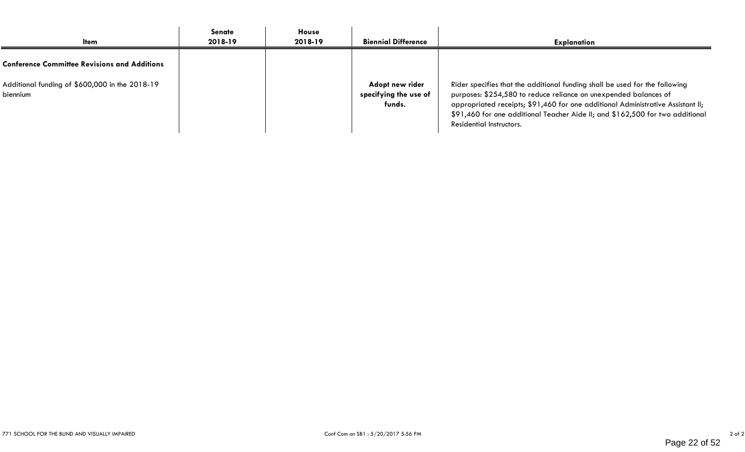| Item | Senate 2018-19 | House 2018-19 | Biennial Difference | Explanation |
|---|---|---|---|---|
| **Conference Committee Revisions and Additions** | | | | |
| Additional funding of $600,000 in the 2018-19 biennium | | | **Adopt new rider specifying the use of funds.** | Rider specifies that the additional funding shall be used for the following purposes: $254,580 to reduce reliance on unexpended balances of appropriated receipts; $91,460 for one additional Administrative Assistant II; $91,460 for one additional Teacher Aide II; and $162,500 for two additional Residential Instructors. |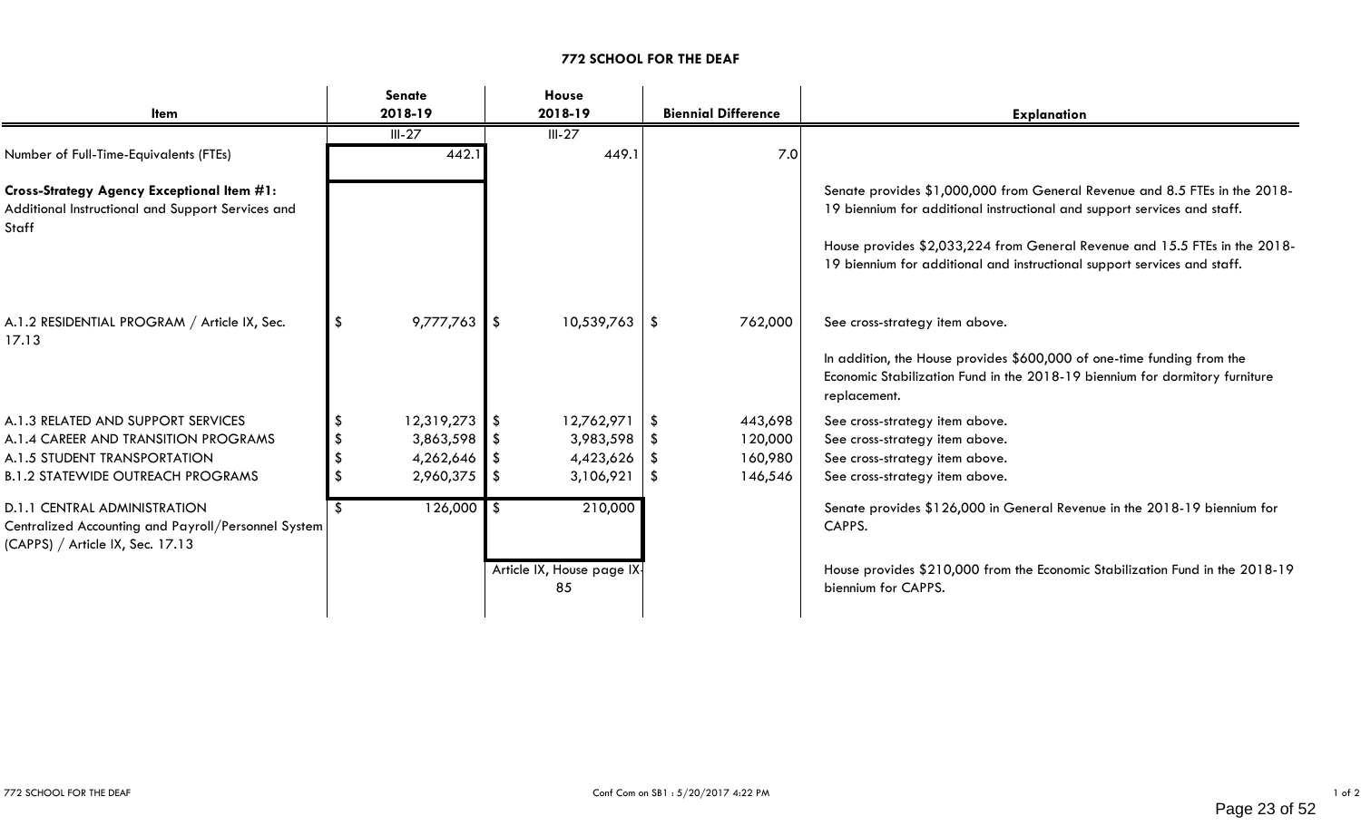# 772 SCHOOL FOR THE DEAF

| Item | Senate 2018-19 | House 2018-19 | Biennial Difference | Explanation |
|---|---|---|---|---|
| | III-27 | III-27 | | |
| Number of Full-Time-Equivalents (FTEs) | 442.1 | 449.1 | 7.0 | |
| **Cross-Strategy Agency Exceptional Item #1:** Additional Instructional and Support Services and Staff | | | | Senate provides $1,000,000 from General Revenue and 8.5 FTEs in the 2018-19 biennium for additional instructional and support services and staff. House provides $2,033,224 from General Revenue and 15.5 FTEs in the 2018-19 biennium for additional and instructional support services and staff. |
| A.1.2 RESIDENTIAL PROGRAM / Article IX, Sec. 17.13 | $ 9,777,763 | $ 10,539,763 | $ 762,000 | See cross-strategy item above. In addition, the House provides $600,000 of one-time funding from the Economic Stabilization Fund in the 2018-19 biennium for dormitory furniture replacement. |
| A.1.3 RELATED AND SUPPORT SERVICES | $ 12,319,273 | $ 12,762,971 | $ 443,698 | See cross-strategy item above. |
| A.1.4 CAREER AND TRANSITION PROGRAMS | $ 3,863,598 | $ 3,983,598 | $ 120,000 | See cross-strategy item above. |
| A.1.5 STUDENT TRANSPORTATION | $ 4,262,646 | $ 4,423,626 | $ 160,980 | See cross-strategy item above. |
| B.1.2 STATEWIDE OUTREACH PROGRAMS | $ 2,960,375 | $ 3,106,921 | $ 146,546 | See cross-strategy item above. |
| D.1.1 CENTRAL ADMINISTRATION Centralized Accounting and Payroll/Personnel System (CAPPS) / Article IX, Sec. 17.13 | $ 126,000 | $ 210,000 | | Senate provides $126,000 in General Revenue in the 2018-19 biennium for CAPPS. |
| | | Article IX, House page IX-85 | | House provides $210,000 from the Economic Stabilization Fund in the 2018-19 biennium for CAPPS. |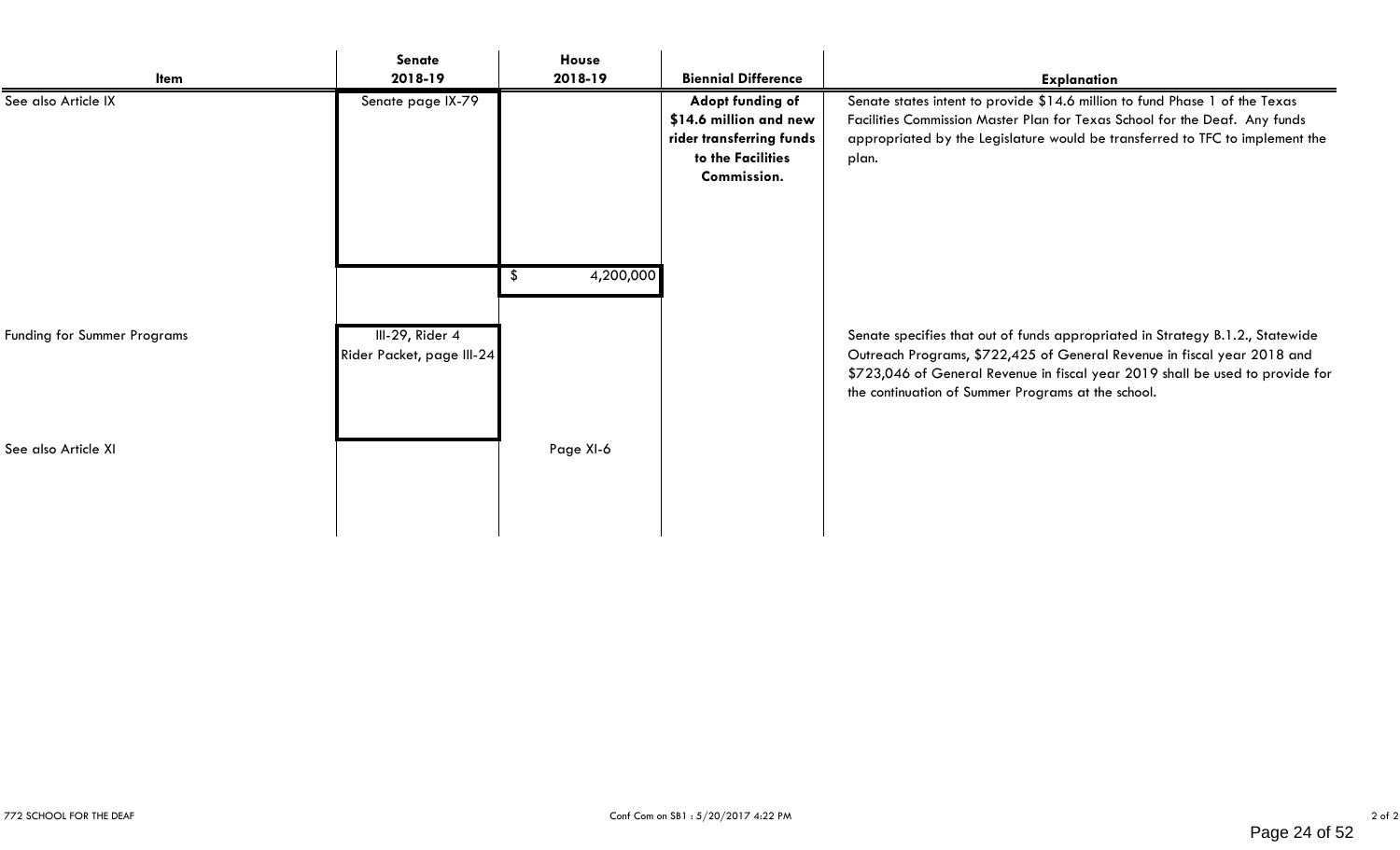| Item | Senate 2018-19 | House 2018-19 | Biennial Difference | Explanation |
| --- | --- | --- | --- | --- |
| See also Article IX | Senate page IX-79 | | **Adopt funding of $14.6 million and new rider transferring funds to the Facilities Commission.** | Senate states intent to provide $14.6 million to fund Phase 1 of the Texas Facilities Commission Master Plan for Texas School for the Deaf. Any funds appropriated by the Legislature would be transferred to TFC to implement the plan. |
| | | $ 4,200,000 | | |
| Funding for Summer Programs | III-29, Rider 4 Rider Packet, page III-24 | | | Senate specifies that out of funds appropriated in Strategy B.1.2., Statewide Outreach Programs, $722,425 of General Revenue in fiscal year 2018 and $723,046 of General Revenue in fiscal year 2019 shall be used to provide for the continuation of Summer Programs at the school. |
| See also Article XI | | Page XI-6 | | |

772 SCHOOL FOR THE DEAF

Conf Com on SB1 : 5/20/2017 4:22 PM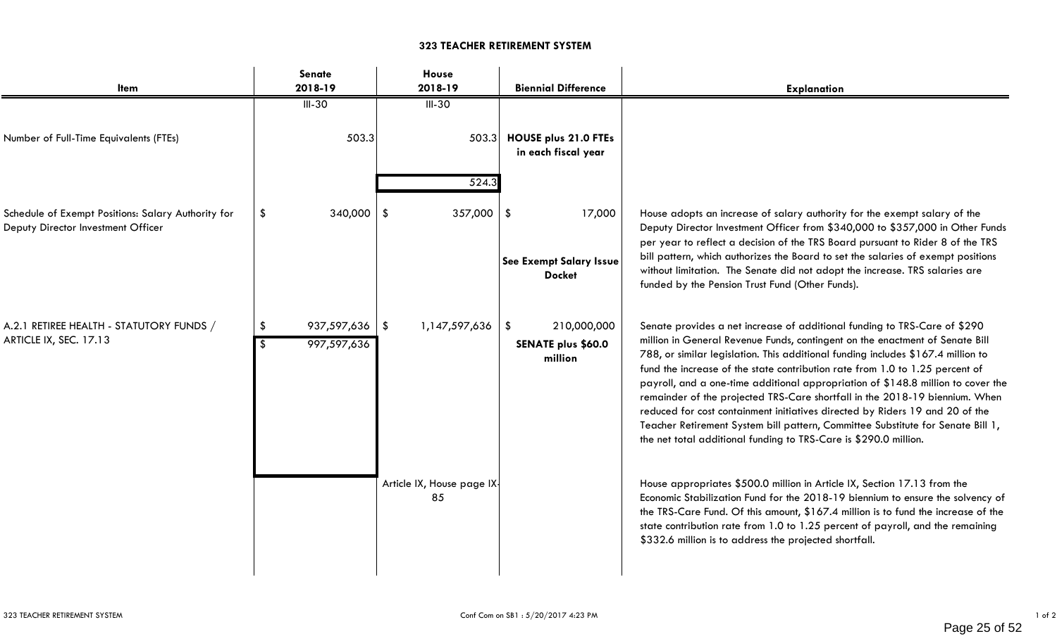## 323 TEACHER RETIREMENT SYSTEM

| Item | Senate 2018-19 | House 2018-19 | Biennial Difference | Explanation |
|---|---|---|---|---|
| | III-30 | III-30 | | |
| Number of Full-Time Equivalents (FTEs) | 503.3 | 503.3 | **HOUSE plus 21.0 FTEs in each fiscal year** | |
| | | 524.3 | | |
| Schedule of Exempt Positions: Salary Authority for Deputy Director Investment Officer | $ 340,000 | $ 357,000 | $ 17,000<br><br>**See Exempt Salary Issue Docket** | House adopts an increase of salary authority for the exempt salary of the Deputy Director Investment Officer from $340,000 to $357,000 in Other Funds per year to reflect a decision of the TRS Board pursuant to Rider 8 of the TRS bill pattern, which authorizes the Board to set the salaries of exempt positions without limitation. The Senate did not adopt the increase. TRS salaries are funded by the Pension Trust Fund (Other Funds). |
| A.2.1 RETIREE HEALTH - STATUTORY FUNDS / ARTICLE IX, SEC. 17.13 | $ 937,597,636<br>$ 997,597,636 | $ 1,147,597,636 | $ 210,000,000<br><br>**SENATE plus $60.0 million** | Senate provides a net increase of additional funding to TRS-Care of $290 million in General Revenue Funds, contingent on the enactment of Senate Bill 788, or similar legislation. This additional funding includes $167.4 million to fund the increase of the state contribution rate from 1.0 to 1.25 percent of payroll, and a one-time additional appropriation of $148.8 million to cover the remainder of the projected TRS-Care shortfall in the 2018-19 biennium. When reduced for cost containment initiatives directed by Riders 19 and 20 of the Teacher Retirement System bill pattern, Committee Substitute for Senate Bill 1, the net total additional funding to TRS-Care is $290.0 million. |
| | | Article IX, House page IX-85 | | House appropriates $500.0 million in Article IX, Section 17.13 from the Economic Stabilization Fund for the 2018-19 biennium to ensure the solvency of the TRS-Care Fund. Of this amount, $167.4 million is to fund the increase of the state contribution rate from 1.0 to 1.25 percent of payroll, and the remaining $332.6 million is to address the projected shortfall. |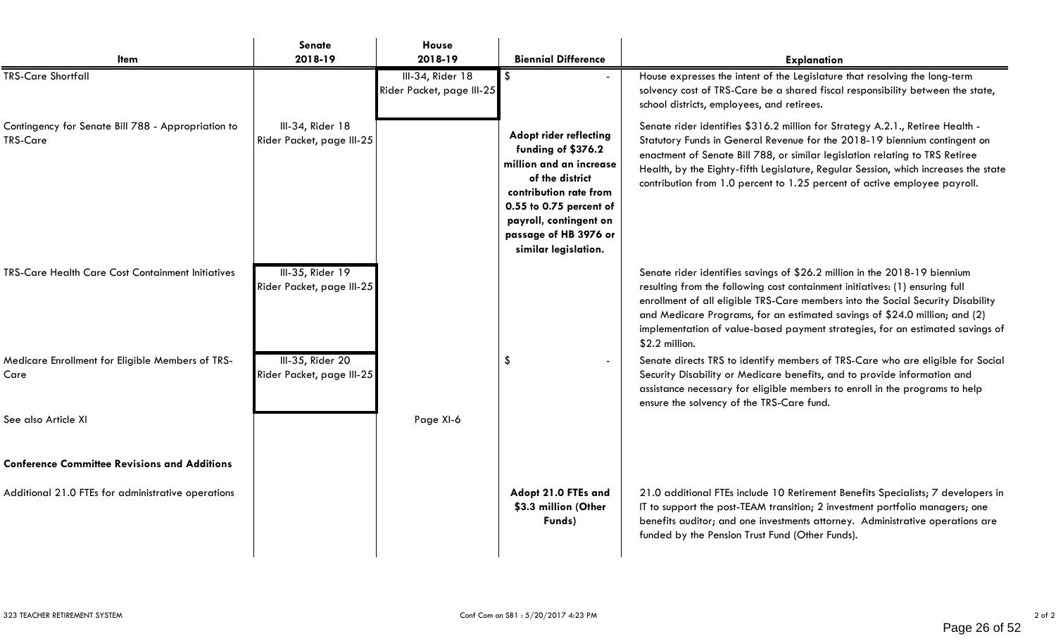| Item | Senate 2018-19 | House 2018-19 | Biennial Difference | Explanation |
|---|---|---|---|---|
| TRS-Care Shortfall | | III-34, Rider 18 Rider Packet, page III-25 | $ - | House expresses the intent of the Legislature that resolving the long-term solvency cost of TRS-Care be a shared fiscal responsibility between the state, school districts, employees, and retirees. |
| Contingency for Senate Bill 788 - Appropriation to TRS-Care | III-34, Rider 18 Rider Packet, page III-25 | | **Adopt rider reflecting funding of $376.2 million and an increase of the district contribution rate from 0.55 to 0.75 percent of payroll, contingent on passage of HB 3976 or similar legislation.** | Senate rider identifies $316.2 million for Strategy A.2.1., Retiree Health - Statutory Funds in General Revenue for the 2018-19 biennium contingent on enactment of Senate Bill 788, or similar legislation relating to TRS Retiree Health, by the Eighty-fifth Legislature, Regular Session, which increases the state contribution from 1.0 percent to 1.25 percent of active employee payroll. |
| TRS-Care Health Care Cost Containment Initiatives | III-35, Rider 19 Rider Packet, page III-25 | | | Senate rider identifies savings of $26.2 million in the 2018-19 biennium resulting from the following cost containment initiatives: (1) ensuring full enrollment of all eligible TRS-Care members into the Social Security Disability and Medicare Programs, for an estimated savings of $24.0 million; and (2) implementation of value-based payment strategies, for an estimated savings of $2.2 million. |
| Medicare Enrollment for Eligible Members of TRS-Care | III-35, Rider 20 Rider Packet, page III-25 | | $ - | Senate directs TRS to identify members of TRS-Care who are eligible for Social Security Disability or Medicare benefits, and to provide information and assistance necessary for eligible members to enroll in the programs to help ensure the solvency of the TRS-Care fund. |
| See also Article XI | | Page XI-6 | | |
| **Conference Committee Revisions and Additions** | | | | |
| Additional 21.0 FTEs for administrative operations | | | **Adopt 21.0 FTEs and $3.3 million (Other Funds)** | 21.0 additional FTEs include 10 Retirement Benefits Specialists; 7 developers in IT to support the post-TEAM transition; 2 investment portfolio managers; one benefits auditor; and one investments attorney. Administrative operations are funded by the Pension Trust Fund (Other Funds). |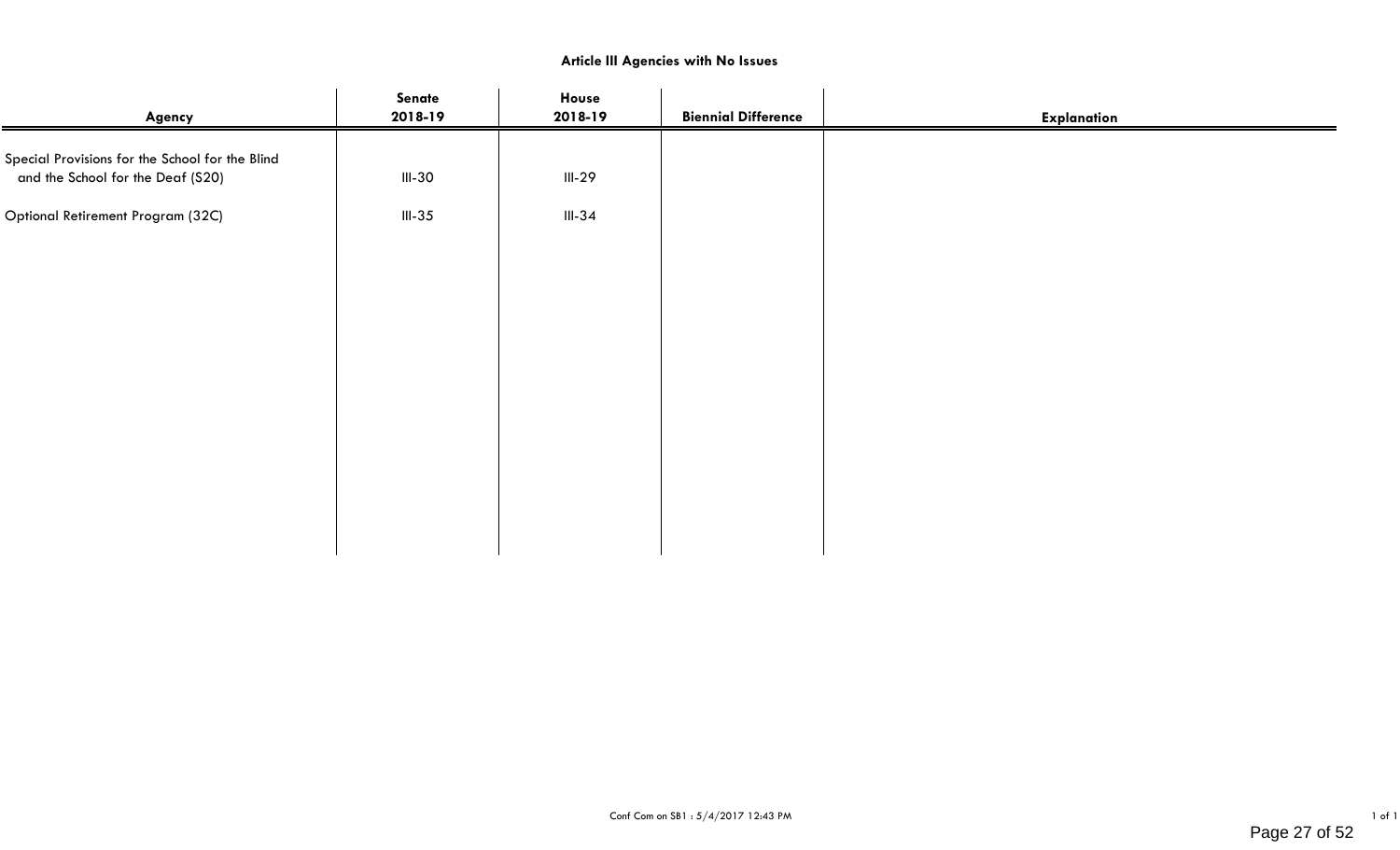**Article III Agencies with No Issues**

| Agency | Senate 2018-19 | House 2018-19 | Biennial Difference | Explanation |
|---|---|---|---|---|
| Special Provisions for the School for the Blind and the School for the Deaf (S20) | III-30 | III-29 | | |
| Optional Retirement Program (32C) | III-35 | III-34 | | |

Conf Com on SB1 : 5/4/2017 12:43 PM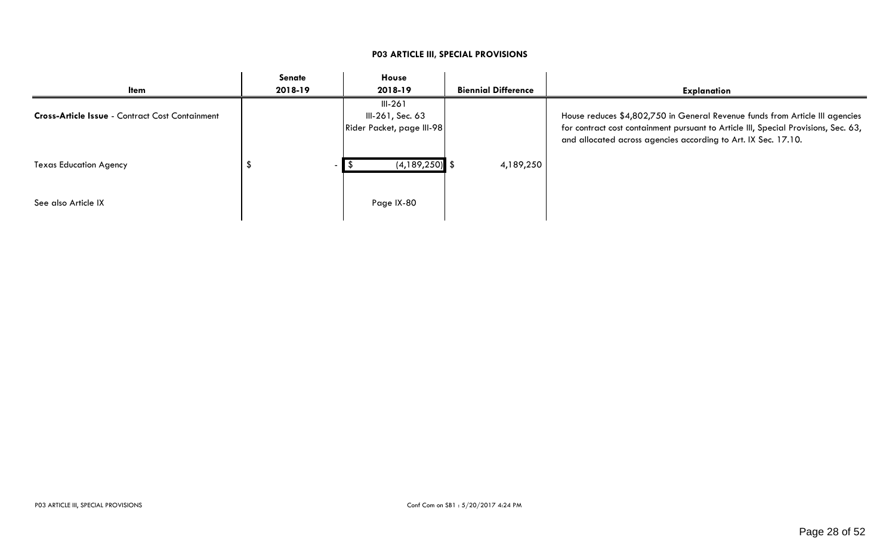# P03 ARTICLE III, SPECIAL PROVISIONS

| Item | Senate 2018-19 | House 2018-19 | Biennial Difference | Explanation |
|---|---|---|---|---|
| **Cross-Article Issue** - Contract Cost Containment | | III-261<br>III-261, Sec. 63<br>Rider Packet, page III-98 | | House reduces $4,802,750 in General Revenue funds from Article III agencies for contract cost containment pursuant to Article III, Special Provisions, Sec. 63, and allocated across agencies according to Art. IX Sec. 17.10. |
| Texas Education Agency | $ - | $ (4,189,250) | $ 4,189,250 | |
| See also Article IX | | Page IX-80 | | |

P03 ARTICLE III, SPECIAL PROVISIONS

Conf Com on SB1 : 5/20/2017 4:24 PM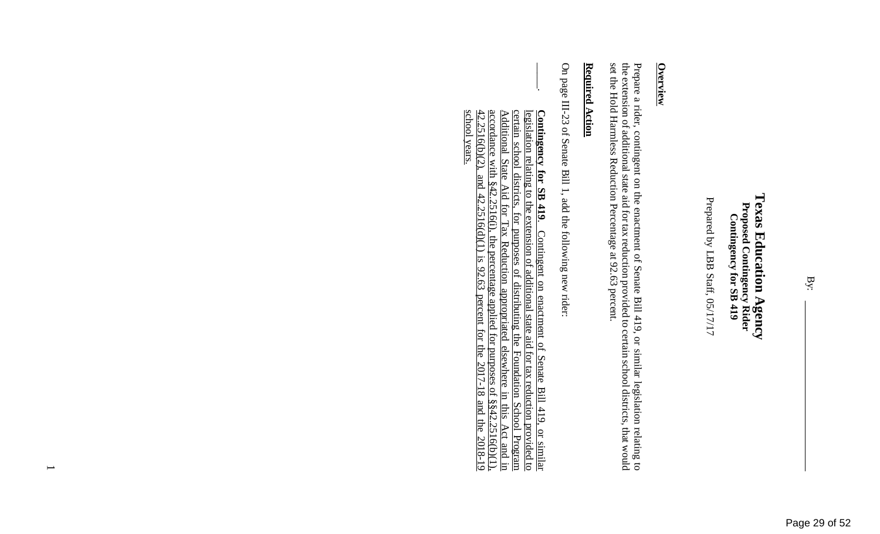By: ____________________

# Texas Education Agency
## Proposed Contingency Rider
## Contingency for SB 419

Prepared by LBB Staff, 05/17/17

**Overview**

Prepare a rider, contingent on the enactment of Senate Bill 419, or similar legislation relating to the extension of additional state aid for tax reduction provided to certain school districts, that would set the Hold Harmless Reduction Percentage at 92.63 percent.

**Required Action**

On page III-23 of Senate Bill 1, add the following new rider:

____. **Contingency for SB 419.** Contingent on enactment of Senate Bill 419, or similar legislation relating to the extension of additional state aid for tax reduction provided to certain school districts, for purposes of distributing the Foundation School Program Additional State Aid for Tax Reduction appropriated elsewhere in this Act and in accordance with §42.2516(i), the percentage applied for purposes of §§42.2516(b)(1), 42.2516(b)(2), and 42.2516(d)(1) is 92.63 percent for the 2017-18 and the 2018-19 school years.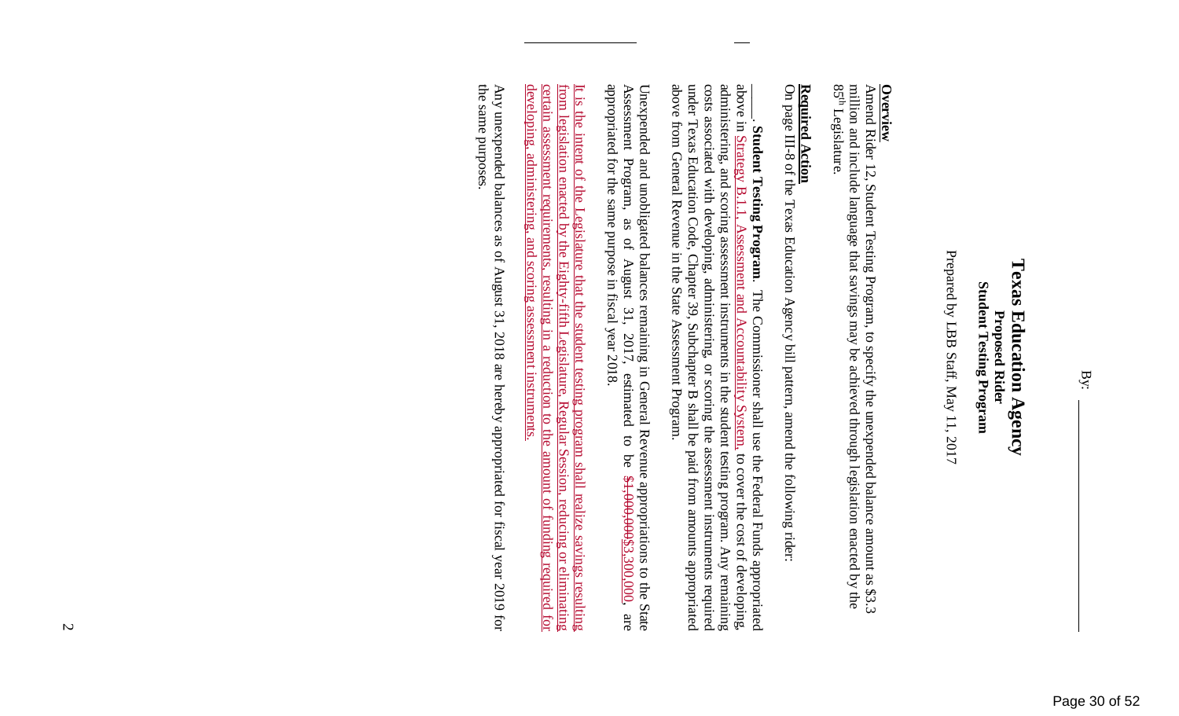By: ____________

# Texas Education Agency
## Proposed Rider
## Student Testing Program

Prepared by LBB Staff, May 11, 2017

**Overview**
Amend Rider 12, Student Testing Program, to specify the unexpended balance amount as $3.3 million and include language that savings may be achieved through legislation enacted by the 85th Legislature.

**Required Action**
On page III-8 of the Texas Education Agency bill pattern, amend the following rider:

\_\_\_\_. **Student Testing Program**. The Commissioner shall use the Federal Funds appropriated above in Strategy B.1.1, Assessment and Accountability System, to cover the cost of developing, administering, and scoring assessment instruments in the student testing program. Any remaining costs associated with developing, administering, or scoring the assessment instruments required under Texas Education Code, Chapter 39, Subchapter B shall be paid from amounts appropriated above from General Revenue in the State Assessment Program.

Unexpended and unobligated balances remaining in General Revenue appropriations to the State Assessment Program, as of August 31, 2017, estimated to be ~~$4,000,000~~$3,300,000, are appropriated for the same purpose in fiscal year 2018.

It is the intent of the Legislature that the student testing program shall realize savings resulting from legislation enacted by the Eighty-fifth Legislature, Regular Session, reducing or eliminating certain assessment requirements, resulting in a reduction to the amount of funding required for developing, administering, and scoring assessment instruments.

Any unexpended balances as of August 31, 2018 are hereby appropriated for fiscal year 2019 for the same purposes.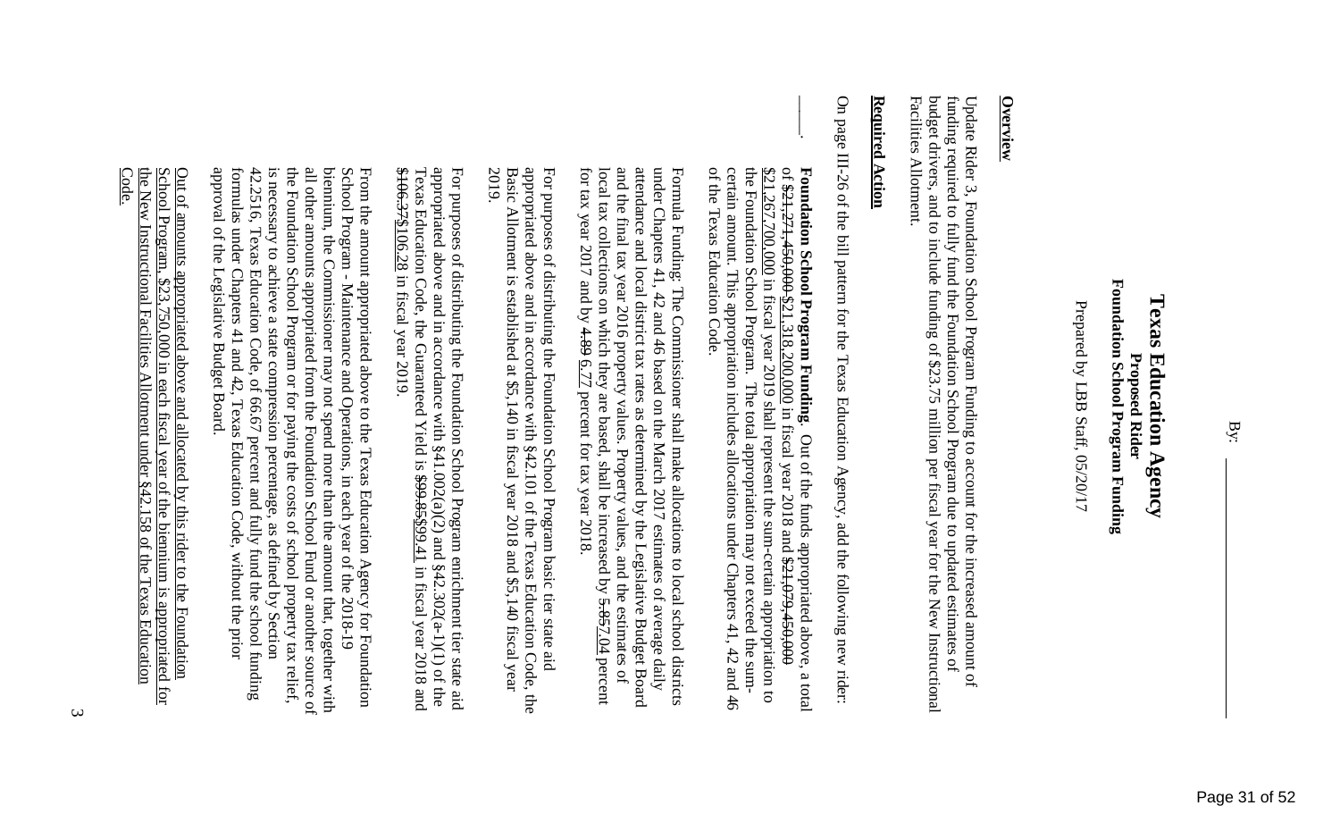By: ______________

# Texas Education Agency
## Proposed Rider
## Foundation School Program Funding

Prepared by LBB Staff, 05/20/17

**Overview**

Update Rider 3, Foundation School Program Funding to account for the increased amount of funding required to fully fund the Foundation School Program due to updated estimates of budget drivers, and to include funding of $23.75 million per fiscal year for the New Instructional Facilities Allotment.

**Required Action**

On page III-26 of the bill pattern for the Texas Education Agency, add the following new rider:

___. **Foundation School Program Funding.** Out of the funds appropriated above, a total of ~~$21,271,450,000~~ $21,318,200,000 in fiscal year 2018 and ~~$21,079,450,000~~ $21,267,700,000 in fiscal year 2019 shall represent the sum-certain appropriation to the Foundation School Program. The total appropriation may not exceed the sum-certain amount. This appropriation includes allocations under Chapters 41, 42 and 46 of the Texas Education Code.

Formula Funding: The Commissioner shall make allocations to local school districts under Chapters 41, 42 and 46 based on the March 2017 estimates of average daily attendance and local district tax rates as determined by the Legislative Budget Board and the final tax year 2016 property values. Property values, and the estimates of local tax collections on which they are based, shall be increased by ~~5.95~~ 7.04 percent for tax year 2017 and by ~~4.89~~ 6.77 percent for tax year 2018.

For purposes of distributing the Foundation School Program basic tier state aid appropriated above and in accordance with §42.101 of the Texas Education Code, the Basic Allotment is established at $5,140 in fiscal year 2018 and $5,140 fiscal year 2019.

For purposes of distributing the Foundation School Program enrichment tier state aid appropriated above and in accordance with §41.002(a)(2) and §42.302(a-1)(1) of the Texas Education Code, the Guaranteed Yield is ~~$99.85~~ $99.41 in fiscal year 2018 and ~~$106.37~~ $106.28 in fiscal year 2019.

From the amount appropriated above to the Texas Education Agency for Foundation School Program - Maintenance and Operations, in each year of the 2018-19 biennium, the Commissioner may not spend more than the amount that, together with all other amounts appropriated from the Foundation School Fund or another source of the Foundation School Program or for paying the costs of school property tax relief, is necessary to achieve a state compression percentage, as defined by Section 42.2516, Texas Education Code, of 66.67 percent and fully fund the school funding formulas under Chapters 41 and 42, Texas Education Code, without the prior approval of the Legislative Budget Board.

<u>Out of amounts appropriated above and allocated by this rider to the Foundation School Program, $23,750,000 in each fiscal year of the biennium is appropriated for the New Instructional Facilities Allotment under §42.158 of the Texas Education Code.</u>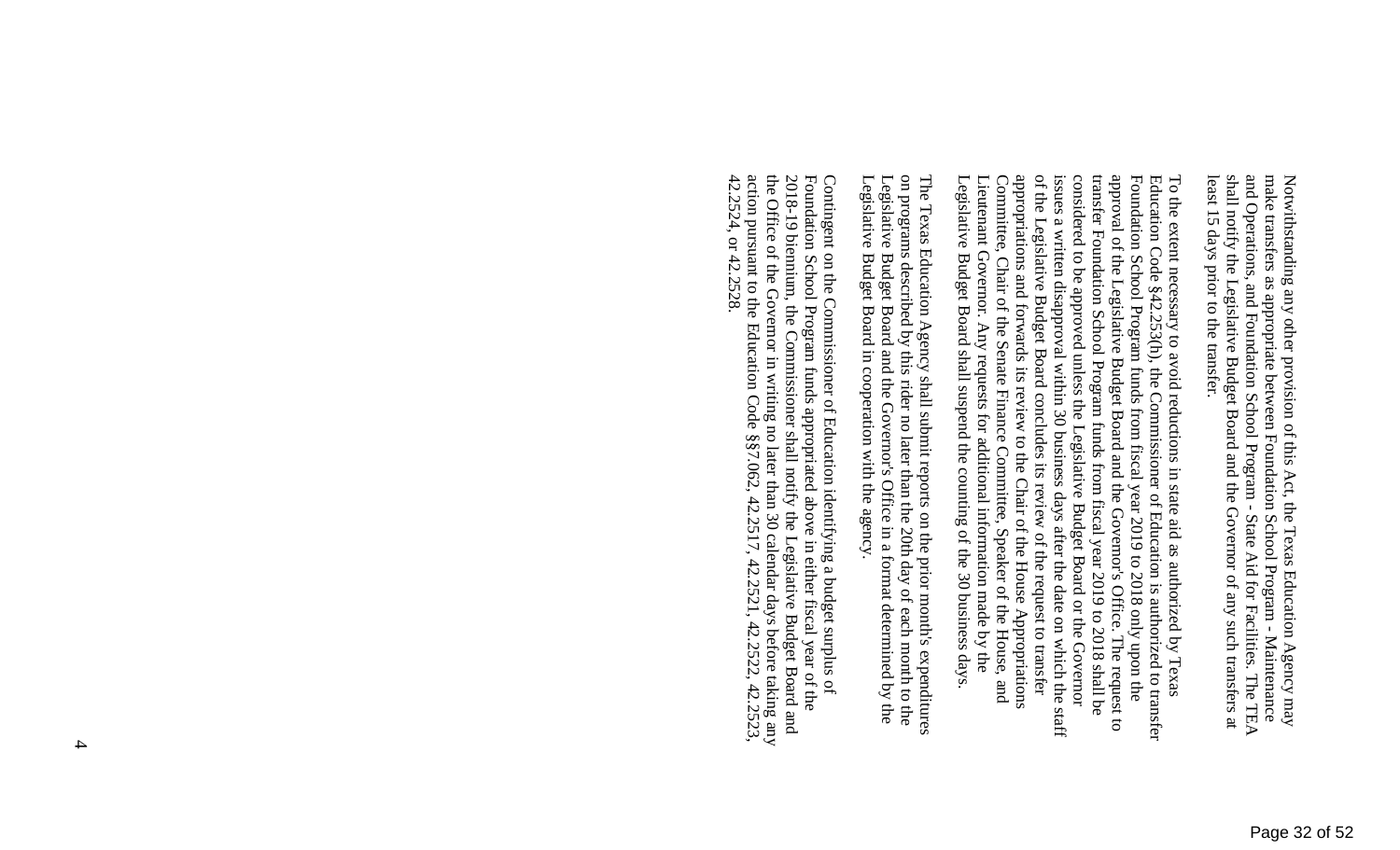Notwithstanding any other provision of this Act, the Texas Education Agency may make transfers as appropriate between Foundation School Program - Maintenance and Operations, and Foundation School Program - State Aid for Facilities. The TEA shall notify the Legislative Budget Board and the Governor of any such transfers at least 15 days prior to the transfer.

To the extent necessary to avoid reductions in state aid as authorized by Texas Education Code §42.253(l), the Commissioner of Education is authorized to transfer Foundation School Program funds from fiscal year 2019 to 2018 only upon the approval of the Legislative Budget Board and the Governor's Office. The request to transfer Foundation School Program funds from fiscal year 2019 to 2018 shall be considered to be approved unless the Legislative Budget Board or the Governor issues a written disapproval within 30 business days after the date on which the staff of the Legislative Budget Board concludes its review of the request to transfer appropriations and forwards its review to the Chair of the House Appropriations Committee, Chair of the Senate Finance Committee, Speaker of the House, and Lieutenant Governor. Any requests for additional information made by the Legislative Budget Board shall suspend the counting of the 30 business days.

The Texas Education Agency shall submit reports on the prior month's expenditures on programs described by this rider no later than the 20th day of each month to the Legislative Budget Board and the Governor's Office in a format determined by the Legislative Budget Board in cooperation with the agency.

Contingent on the Commissioner of Education identifying a budget surplus of Foundation School Program funds appropriated above in either fiscal year of the 2018-19 biennium, the Commissioner shall notify the Legislative Budget Board and the Office of the Governor in writing no later than 30 calendar days before taking any action pursuant to the Education Code §§7.062, 42.2517, 42.2521, 42.2522, 42.2523, 42.2524, or 42.2528.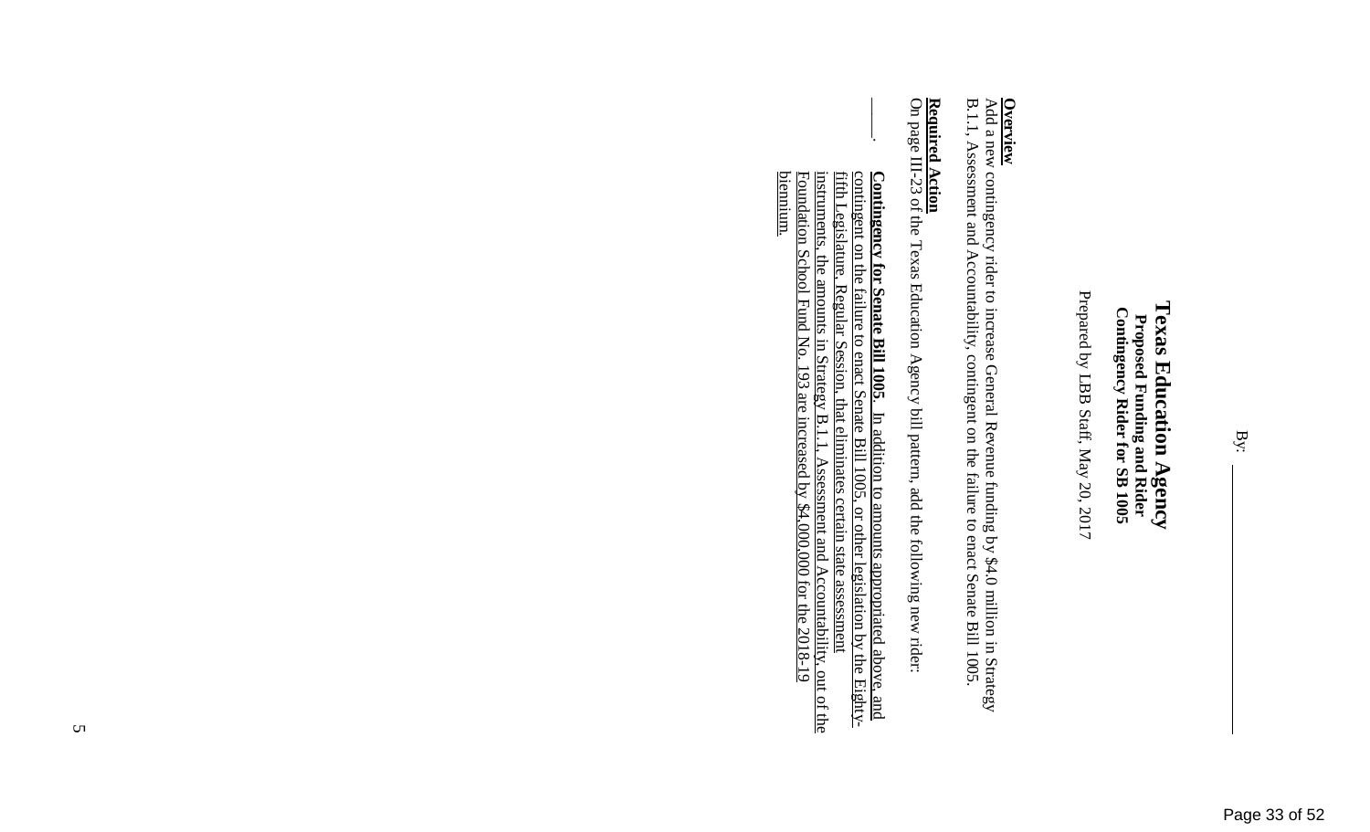By: ____________

# Texas Education Agency
**Proposed Funding and Rider**
**Contingency Rider for SB 1005**

Prepared by LBB Staff, May 20, 2017

**Overview**
Add a new contingency rider to increase General Revenue funding by $4.0 million in Strategy B.1.1, Assessment and Accountability, contingent on the failure to enact Senate Bill 1005.

**Required Action**
On page III-23 of the Texas Education Agency bill pattern, add the following new rider:

____. **Contingency for Senate Bill 1005.** In addition to amounts appropriated above, and contingent on the failure to enact Senate Bill 1005, or other legislation by the Eighty-fifth Legislature, Regular Session, that eliminates certain state assessment instruments, the amounts in Strategy B.1.1, Assessment and Accountability, out of the Foundation School Fund No. 193 are increased by $4,000,000 for the 2018-19 biennium.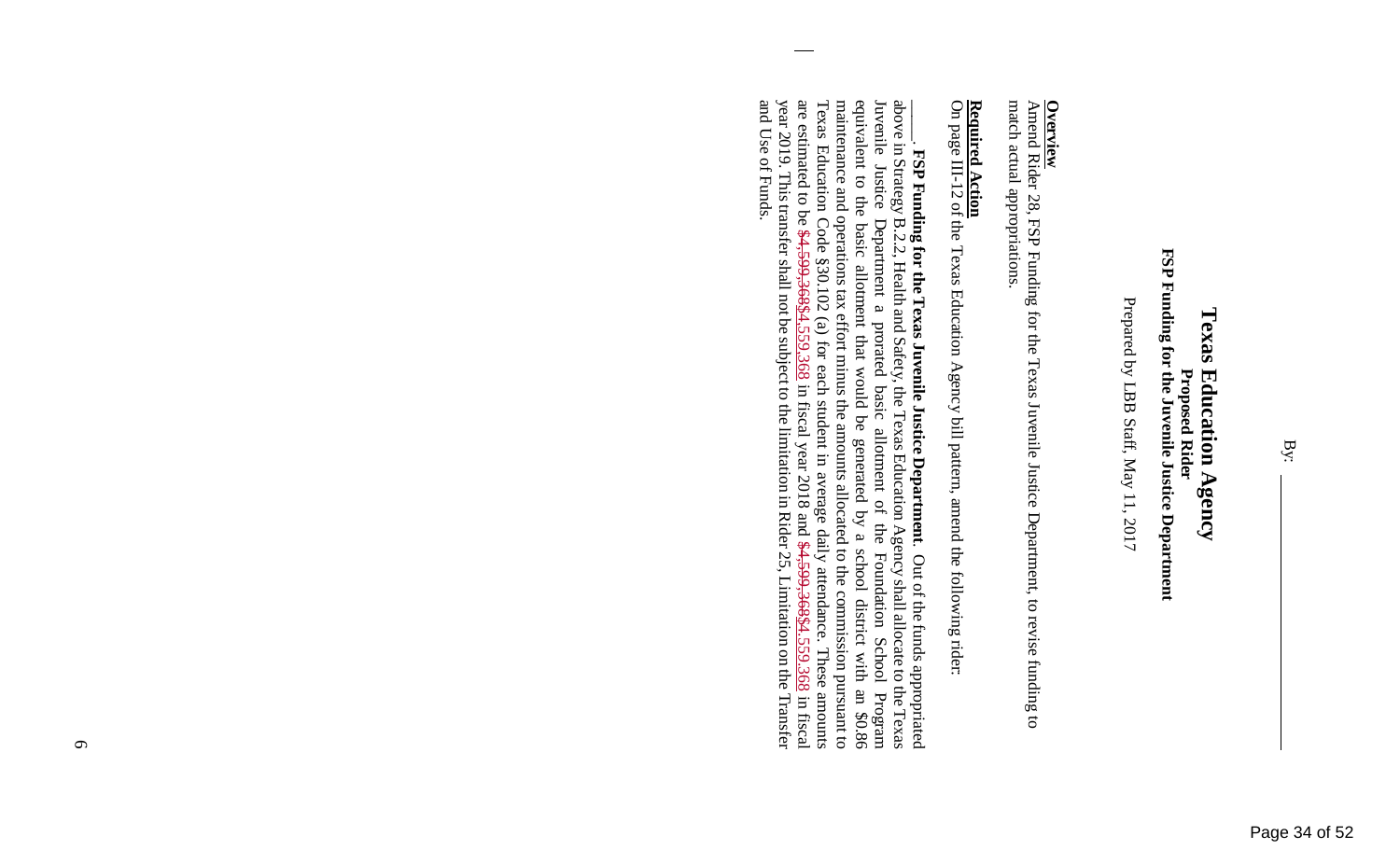By: \_\_\_\_\_\_\_\_\_\_\_\_\_\_\_\_\_\_\_\_

# Texas Education Agency

**Proposed Rider**

**FSP Funding for the Juvenile Justice Department**

Prepared by LBB Staff, May 11, 2017

**Overview**

Amend Rider 28, FSP Funding for the Texas Juvenile Justice Department, to revise funding to match actual appropriations.

**Required Action**

On page III-12 of the Texas Education Agency bill pattern, amend the following rider:

\_\_\_\_. **FSP Funding for the Texas Juvenile Justice Department**. Out of the funds appropriated above in Strategy B.2.2, Health and Safety, the Texas Education Agency shall allocate to the Texas Juvenile Justice Department a prorated basic allotment of the Foundation School Program equivalent to the basic allotment that would be generated by a school district with an $0.86 maintenance and operations tax effort minus the amounts allocated to the commission pursuant to Texas Education Code §30.102 (a) for each student in average daily attendance. These amounts are estimated to be ~~$4,599,368~~$4,559,368 in fiscal year 2018 and ~~$4,599,368~~$4,559,368 in fiscal year 2019. This transfer shall not be subject to the limitation in Rider 25, Limitation on the Transfer and Use of Funds.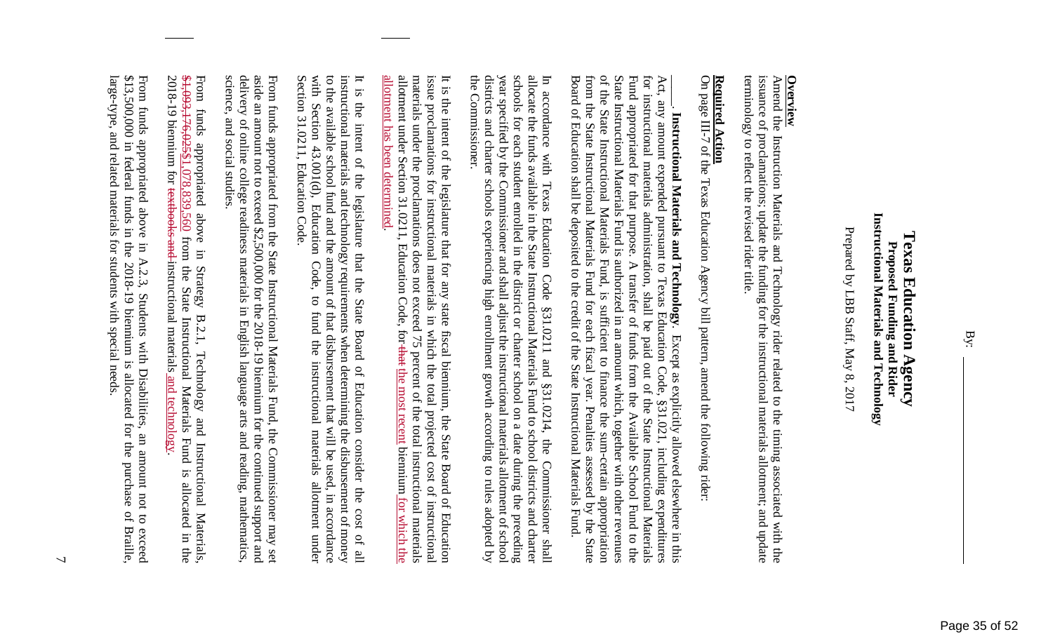By: \_\_\_\_\_\_\_\_\_\_\_\_\_\_\_\_\_\_\_\_

# Texas Education Agency
## Proposed Funding and Rider
## Instructional Materials and Technology

Prepared by LBB Staff, May 8, 2017

**Overview**

Amend the Instruction Materials and Technology rider related to the timing associated with the issuance of proclamations; update the funding for the instructional materials allotment; and update terminology to reflect the revised rider title.

**Required Action**

On page III-7 of the Texas Education Agency bill pattern, amend the following rider:

\_\_\_\_. **Instructional Materials and Technology**. Except as explicitly allowed elsewhere in this Act, any amount expended pursuant to Texas Education Code, §31.021, including expenditures for instructional materials administration, shall be paid out of the State Instructional Materials Fund appropriated for that purpose. A transfer of funds from the Available School Fund to the State Instructional Materials Fund is authorized in an amount which, together with other revenues of the State Instructional Materials Fund, is sufficient to finance the sum-certain appropriation from the State Instructional Materials Fund for each fiscal year. Penalties assessed by the State Board of Education shall be deposited to the credit of the State Instructional Materials Fund.

In accordance with Texas Education Code §31.0211 and §31.0214, the Commissioner shall allocate the funds available in the State Instructional Materials Fund to school districts and charter schools for each student enrolled in the district or charter school on a date during the preceding year specified by the Commissioner and shall adjust the instructional materials allotment of school districts and charter schools experiencing high enrollment growth according to rules adopted by the Commissioner.

It is the intent of the legislature that for any state fiscal biennium, the State Board of Education issue proclamations for instructional materials in which the total projected cost of instructional materials under the proclamations does not exceed 75 percent of the total instructional materials allotment under Section 31.0211, Education Code, for ~~that~~ the most recent biennium for which the allotment has been determined.

It is the intent of the legislature that the State Board of Education consider the cost of all instructional materials and technology requirements when determining the disbursement of money to the available school fund and the amount of that disbursement that will be used, in accordance with Section 43.001(d), Education Code, to fund the instructional materials allotment under Section 31.0211, Education Code.

From funds appropriated from the State Instructional Materials Fund, the Commissioner may set aside an amount not to exceed $2,500,000 for the 2018-19 biennium for the continued support and delivery of online college readiness materials in English language arts and reading, mathematics, science, and social studies.

From funds appropriated above in Strategy B.2.1, Technology and Instructional Materials, ~~$1,093,176,025~~$1,078,839,560 from the State Instructional Materials Fund is allocated in the 2018-19 biennium for ~~textbooks and~~ instructional materials and technology.

From funds appropriated above in A.2.3, Students with Disabilities, an amount not to exceed $13,500,000 in federal funds in the 2018-19 biennium is allocated for the purchase of Braille, large-type, and related materials for students with special needs.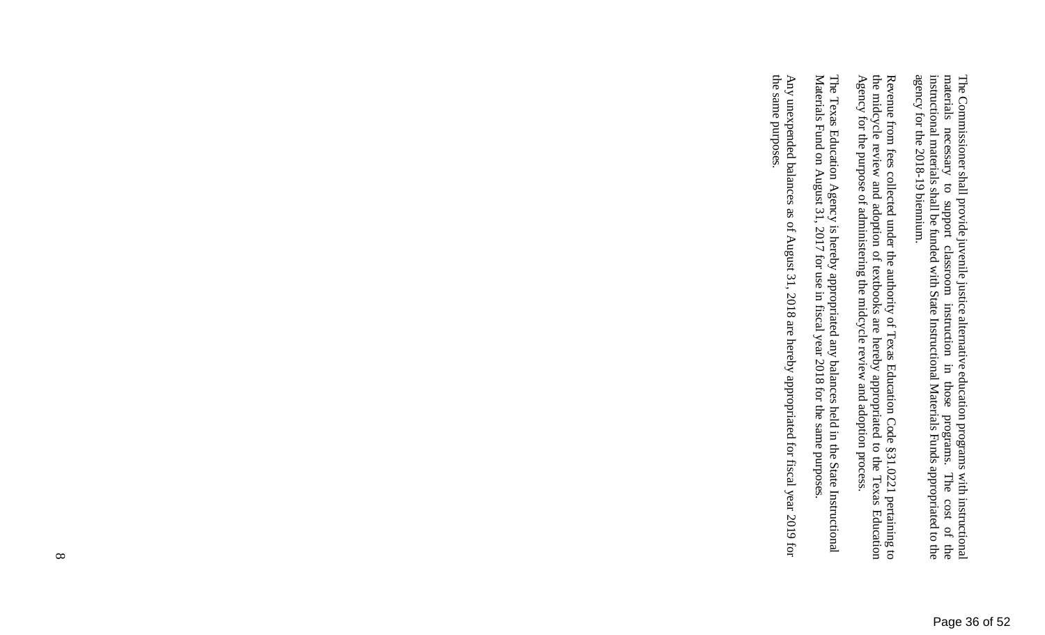The Commissioner shall provide juvenile justice alternative education programs with instructional materials necessary to support classroom instruction in those programs. The cost of the instructional materials shall be funded with State Instructional Materials Funds appropriated to the agency for the 2018-19 biennium.

Revenue from fees collected under the authority of Texas Education Code §31.0221 pertaining to the midcycle review and adoption of textbooks are hereby appropriated to the Texas Education Agency for the purpose of administering the midcycle review and adoption process.

The Texas Education Agency is hereby appropriated any balances held in the State Instructional Materials Fund on August 31, 2017 for use in fiscal year 2018 for the same purposes.

Any unexpended balances as of August 31, 2018 are hereby appropriated for fiscal year 2019 for the same purposes.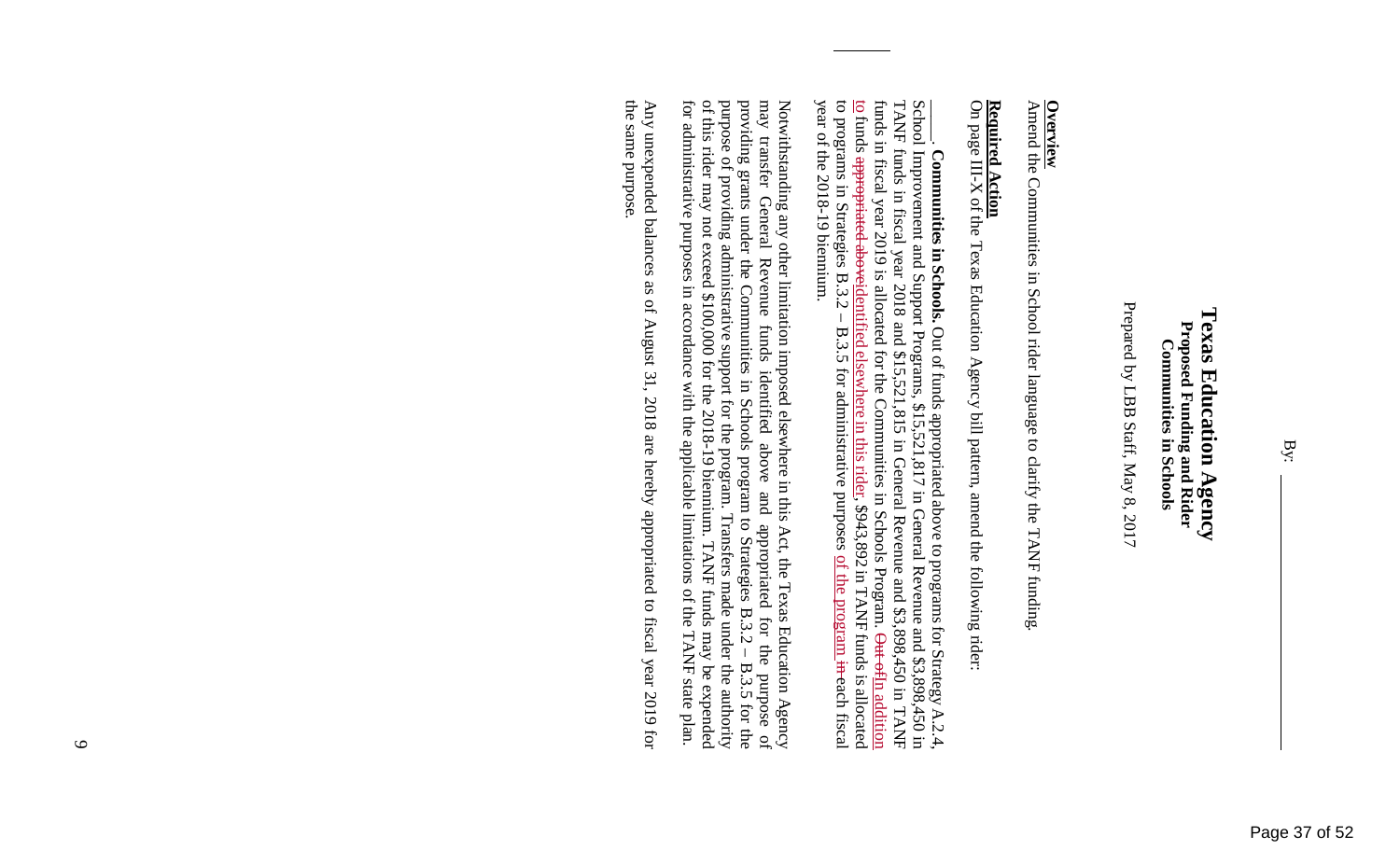By: ____________

# Texas Education Agency
## Proposed Funding and Rider
## Communities in Schools

Prepared by LBB Staff, May 8, 2017

**Overview**

Amend the Communities in School rider language to clarify the TANF funding.

**Required Action**

On page III-X of the Texas Education Agency bill pattern, amend the following rider:

____. **Communities in Schools.** Out of funds appropriated above to programs for Strategy A.2.4, School Improvement and Support Programs, $15,521,817 in General Revenue and $3,898,450 in TANF funds in fiscal year 2018 and $15,521,815 in General Revenue and $3,898,450 in TANF funds in fiscal year 2019 is allocated for the Communities in Schools Program. ~~Out of~~In addition to funds ~~appropriated above~~identified elsewhere in this rider, $943,892 in TANF funds is allocated to programs in Strategies B.3.2 – B.3.5 for administrative purposes of the program ~~in~~ each fiscal year of the 2018-19 biennium.

Notwithstanding any other limitation imposed elsewhere in this Act, the Texas Education Agency may transfer General Revenue funds identified above and appropriated for the purpose of providing grants under the Communities in Schools program to Strategies B.3.2 – B.3.5 for the purpose of providing administrative support for the program. Transfers made under the authority of this rider may not exceed $100,000 for the 2018-19 biennium. TANF funds may be expended for administrative purposes in accordance with the applicable limitations of the TANF state plan.

Any unexpended balances as of August 31, 2018 are hereby appropriated to fiscal year 2019 for the same purpose.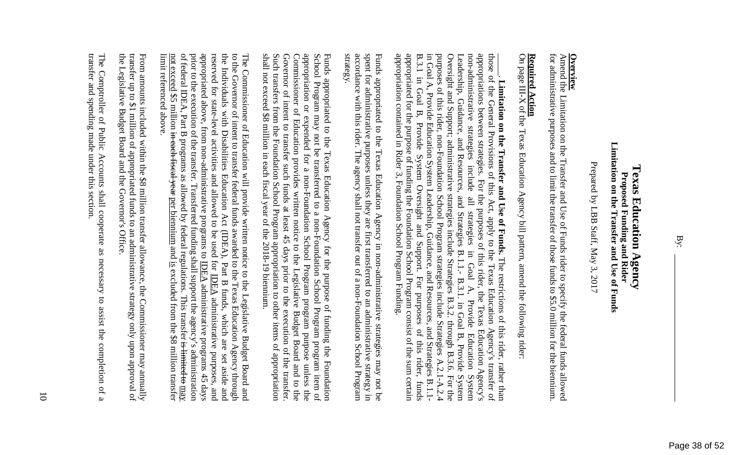By: ___________

# Texas Education Agency
## Proposed Funding and Rider
## Limitation on the Transfer and Use of Funds

Prepared by LBB Staff, May 3, 2017

**Overview**

Amend the Limitation on the Transfer and Use of Funds rider to specify the federal funds allowed for administrative purposes and to limit the transfer of those funds to $5.0 million for the biennium.

**Required Action**

On page III-X of the Texas Education Agency bill pattern, amend the following rider:

\_\_\_\_. **Limitation on the Transfer and Use of Funds.** The restrictions of this rider, rather than those of the General Provisions of this Act, apply to the Texas Education Agency's transfer of appropriations between strategies. For the purposes of this rider, the Texas Education Agency's non-administrative strategies include all strategies in Goal A, Provide Education System Leadership, Guidance, and Resources, and Strategies B.1.1.- B.3.1. in Goal B, Provide System Oversight and Support; administrative strategies include Strategies B.3.2. through B.3.6. For the purposes of this rider, non-Foundation School Program strategies include Strategies A.2.1-A.2.4 in Goal A, Provide Education System Leadership, Guidance, and Resources, and Strategies B.1.1-B.3.1 in Goal B, Provide System Oversight and Support. For purposes of this rider, funds appropriated for the purpose of funding the Foundation School Program consist of the sum certain appropriation contained in Rider 3, Foundation School Program Funding.

Funds appropriated to the Texas Education Agency in non-administrative strategies may not be spent for administrative purposes unless they are first transferred to an administrative strategy in accordance with this rider. The agency shall not transfer out of a non-Foundation School Program strategy.

Funds appropriated to the Texas Education Agency for the purpose of funding the Foundation School Program may not be transferred to a non-Foundation School Program program item of appropriation or expended for a non-Foundation School Program program purpose unless the Commissioner of Education provides written notice to the Legislative Budget Board and to the Governor of intent to transfer such funds at least 45 days prior to the execution of the transfer. Such transfers from the Foundation School Program appropriation to other items of appropriation shall not exceed $8 million in each fiscal year of the 2018-19 biennium.

The Commissioner of Education will provide written notice to the Legislative Budget Board and to the Governor of intent to transfer federal funds awarded to the Texas Education Agency through the Individuals with Disabilities Education Act (IDEA), Part B funds, which are set aside and reserved for state-level activities and allowed to be used for <u>IDEA</u> administrative purposes, and appropriated above, from non-administrative programs to <u>IDEA</u> administrative programs 45 days prior to the execution of the transfer. Transferred funding shall support the agency's administration of federal IDEA, Part B programs as allowed by federal regulations. This transfer ~~is limited to~~ <u>may not exceed</u> $5 million ~~in each fiscal year~~ <u>per biennium</u> and <u>is</u> excluded from the $8 million transfer limit referenced above.

From amounts included within the $8 million transfer allowance, the Commissioner may annually transfer up to $1 million of appropriated funds to an administrative strategy only upon approval of the Legislative Budget Board and the Governor's Office.

The Comptroller of Public Accounts shall cooperate as necessary to assist the completion of a transfer and spending made under this section.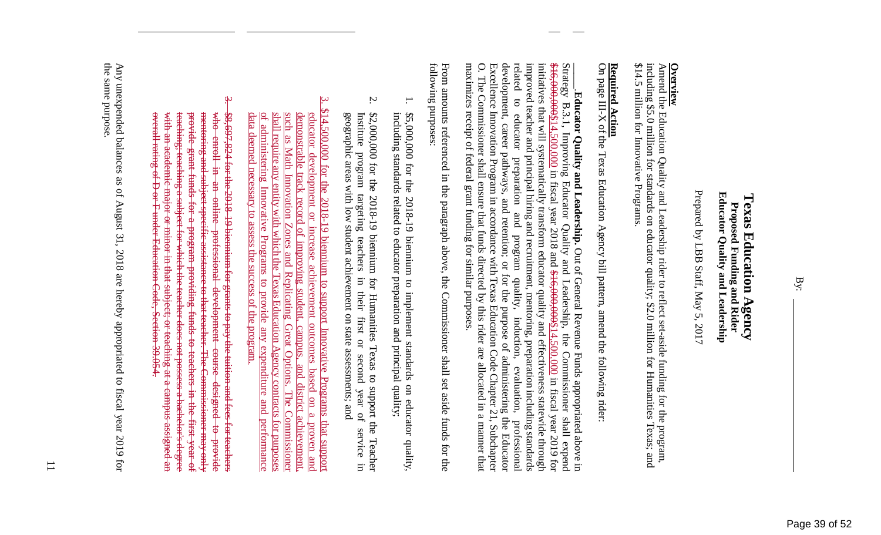By: ____________

# Texas Education Agency
## Proposed Funding and Rider
## Educator Quality and Leadership

Prepared by LBB Staff, May 5, 2017

**Overview**

Amend the Education Quality and Leadership rider to reflect set-aside funding for the program, including \$5.0 million for standards on educator quality; \$2.0 million for Humanities Texas; and \$14.5 million for Innovative Programs.

**Required Action**

On page III-X of the Texas Education Agency bill pattern, amend the following rider:

\_\_\_\_. **Educator Quality and Leadership.** Out of General Revenue Funds appropriated above in Strategy B.3.1, Improving Educator Quality and Leadership, the Commissioner shall expend ~~\$16,000,000~~\$14,500,000 in fiscal year 2018 and ~~\$16,000,000~~\$14,500,000 in fiscal year 2019 for initiatives that will systematically transform educator quality and effectiveness statewide through improved teacher and principal hiring and recruitment, mentoring, preparation including standards related to educator preparation and program quality, induction, evaluation, professional development, career pathways, and retention; or for the purpose of administering the Educator Excellence Innovation Program in accordance with Texas Education Code Chapter 21, Subchapter O. The Commissioner shall ensure that funds directed by this rider are allocated in a manner that maximizes receipt of federal grant funding for similar purposes.

From amounts referenced in the paragraph above, the Commissioner shall set aside funds for the following purposes:

1. \$5,000,000 for the 2018-19 biennium to implement standards on educator quality, including standards related to educator preparation and principal quality;
2. \$2,000,000 for the 2018-19 biennium for Humanities Texas to support the Teacher Institute program targeting teachers in their first or second year of service in geographic areas with low student achievement on state assessments; and
3. \$14,500,000 for the 2018-19 biennium to support Innovative Programs that support educator development or increase achievement outcomes based on a proven and demonstrable track record of improving student, campus, and district achievement, such as Math Innovation Zones and Replicating Great Options. The Commissioner shall require any entity with which the Texas Education Agency contracts for purposes of administering Innovative Programs to provide any expenditure and performance data deemed necessary to assess the success of the program.
3. ~~\$8,697,824 for the 2018-19 biennium for grants to pay the tuition and fees for teachers who enroll in an online professional development course designed to provide mentoring and subject-specific assistance to that teacher. The Commissioner may only provide grant funds for a program providing funds to teachers in the first year of teaching; teaching a subject for which the teacher does not possess a bachelor's degree with an academic major or minor in that subject; or teaching at a campus assigned an overall rating of D or F under Education Code, Section 39.054.~~

Any unexpended balances as of August 31, 2018 are hereby appropriated to fiscal year 2019 for the same purpose.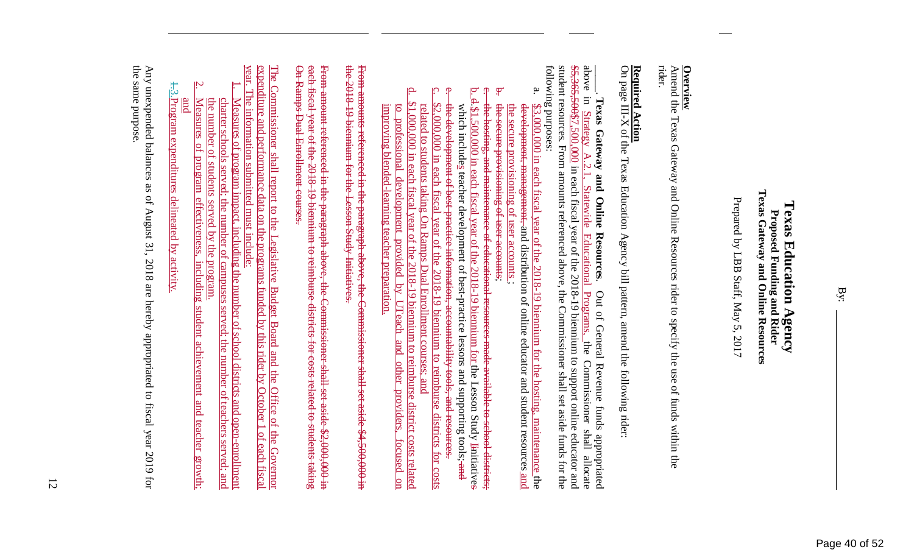By: ____________

# Texas Education Agency
## Proposed Funding and Rider
## Texas Gateway and Online Resources

Prepared by LBB Staff, May 5, 2017

**Overview**

Amend the Texas Gateway and Online Resources rider to specify the use of funds within the rider.

**Required Action**

On page III-X of the Texas Education Agency bill pattern, amend the following rider:

____. **Texas Gateway and Online Resources.** Out of General Revenue funds appropriated above in ~~Strategy A.2.1, Statewide Educational Programs,~~ the Commissioner shall allocate ~~$5,365,500~~$7,500,000 in each fiscal year of the 2018-19 biennium to support online educator and student resources. From amounts referenced above, the Commissioner shall set aside funds for the following purposes:

a. $3,000,000 in each fiscal year of the 2018-19 biennium for the hosting, maintenance the ~~development, management,~~ and distribution of online educator and student resources and the secure provisioning of user accounts.;

~~b. the secure provisioning of user accounts;~~

~~c. the hosting, and maintenance of educational resources made available to school districts;~~

b. ~~d.~~ $1,500,000 in each fiscal year of the 2018-19 biennium for the Lesson Study Initiatives which includes teacher development of best-practice lessons and supporting tools; ~~and~~

~~e. the development of best practice information, accountability tools, and resources.~~

c. $2,000,000 in each fiscal year of the 2018-19 biennium to reimburse districts for costs related to students taking On Ramps Dual Enrollment courses; and

d. $1,000,000 in each fiscal year of the 2018-19 biennium to reimburse district costs related to professional development provided by UTeach and other providers, focused on improving blended-learning teacher preparation.

~~From amounts referenced in the paragraph above, the Commissioner shall set aside $4,500,000 in the 2018-19 biennium for the Lesson Study Initiatives.~~

~~From amount referenced in the paragraph above, the Commissioner shall set aside $2,000,000 in each fiscal year of the 2018-19 biennium to reimburse districts for costs related to students taking On Ramps Dual Enrollment courses.~~

The Commissioner shall report to the Legislative Budget Board and the Office of the Governor expenditure and performance data on the programs funded by this rider by October 1 of each fiscal year. The information submitted must include:

1. Measures of program impact, including the number of school districts and open-enrollment charter schools served; the number of campuses served; the number of teachers served; and the number of students served by the program.
2. Measures of program effectiveness, including student achievement and teacher growth; and
3. ~~1.~~ Program expenditures delineated by activity.

Any unexpended balances as of August 31, 2018 are hereby appropriated to fiscal year 2019 for the same purpose.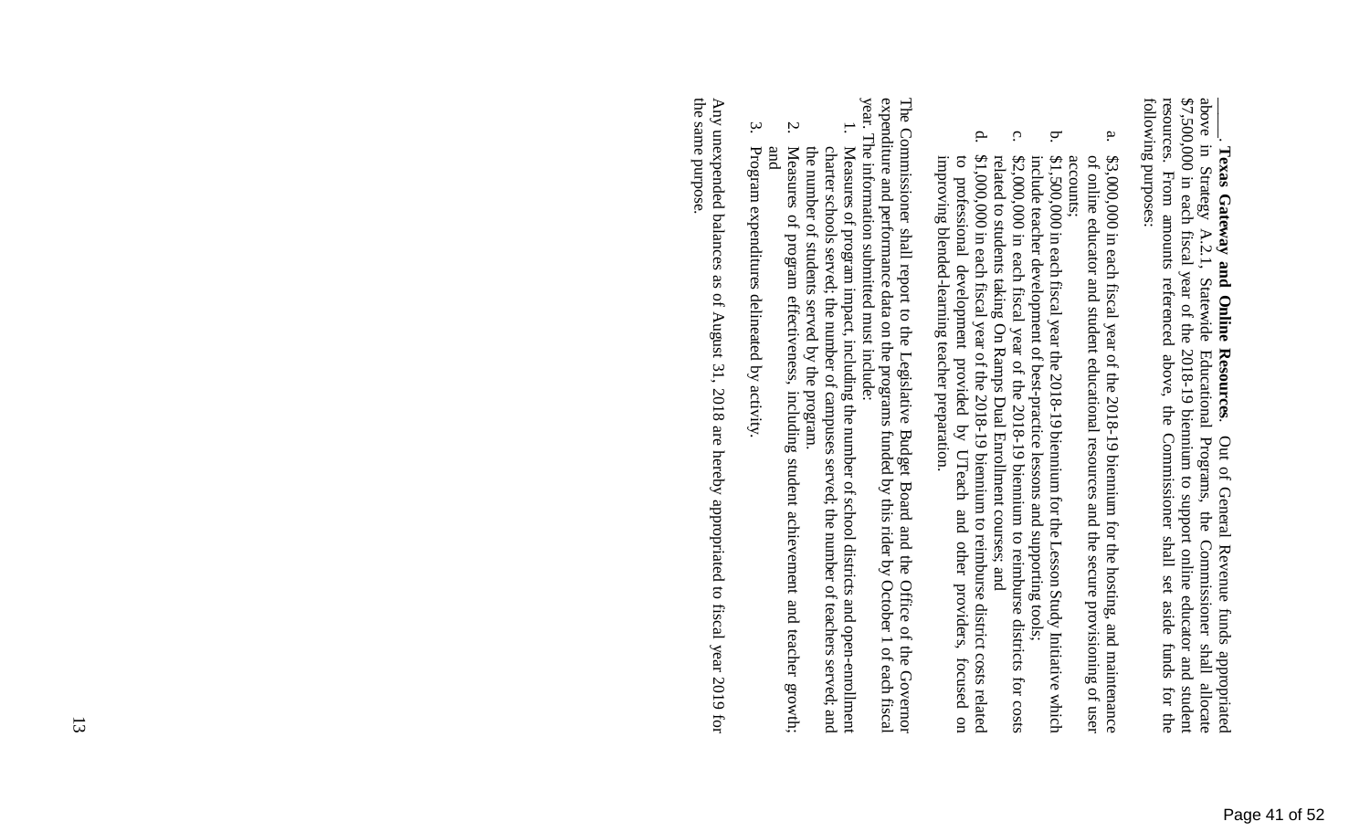\_\_\_\_. **Texas Gateway and Online Resources.** Out of General Revenue funds appropriated above in Strategy A.2.1, Statewide Educational Programs, the Commissioner shall allocate $7,500,000 in each fiscal year of the 2018-19 biennium to support online educator and student resources. From amounts referenced above, the Commissioner shall set aside funds for the following purposes:

a. $3,000,000 in each fiscal year of the 2018-19 biennium for the hosting, and maintenance of online educator and student educational resources and the secure provisioning of user accounts;

b. $1,500,000 in each fiscal year the 2018-19 biennium for the Lesson Study Initiative which include teacher development of best-practice lessons and supporting tools;

c. $2,000,000 in each fiscal year of the 2018-19 biennium to reimburse districts for costs related to students taking On Ramps Dual Enrollment courses; and

d. $1,000,000 in each fiscal year of the 2018-19 biennium to reimburse district costs related to professional development provided by UTeach and other providers, focused on improving blended-learning teacher preparation.

The Commissioner shall report to the Legislative Budget Board and the Office of the Governor expenditure and performance data on the programs funded by this rider by October 1 of each fiscal year. The information submitted must include:

1. Measures of program impact, including the number of school districts and open-enrollment charter schools served; the number of campuses served; the number of teachers served; and the number of students served by the program.
2. Measures of program effectiveness, including student achievement and teacher growth; and
3. Program expenditures delineated by activity.

Any unexpended balances as of August 31, 2018 are hereby appropriated to fiscal year 2019 for the same purpose.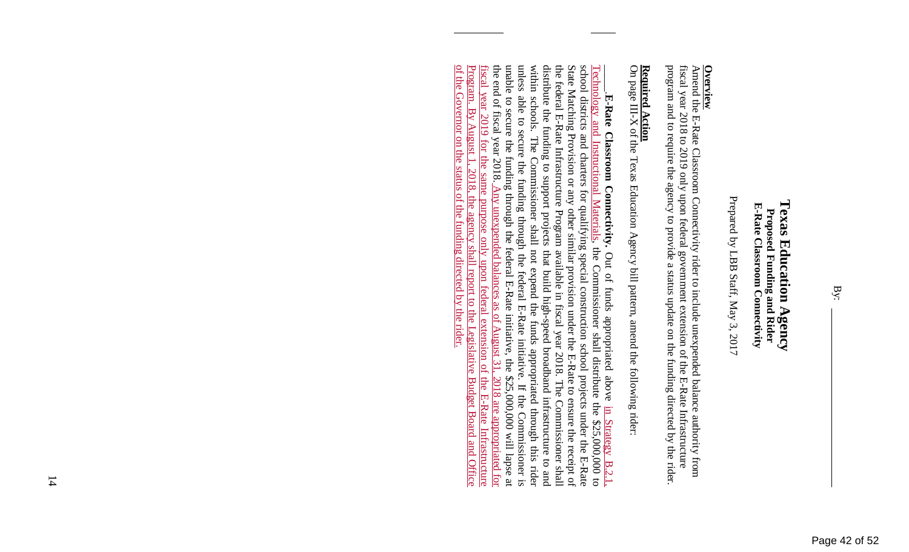By: ____________

**Texas Education Agency**
**Proposed Funding and Rider**
**E-Rate Classroom Connectivity**

Prepared by LBB Staff, May 3, 2017

**Overview**

Amend the E-Rate Classroom Connectivity rider to include unexpended balance authority from fiscal year 2018 to 2019 only upon federal government extension of the E-Rate Infrastructure program and to require the agency to provide a status update on the funding directed by the rider.

**Required Action**

On page III-X of the Texas Education Agency bill pattern, amend the following rider:

\_\_\_\_. **E-Rate Classroom Connectivity.** Out of funds appropriated above in Strategy B.2.1, Technology and Instructional Materials, the Commissioner shall distribute the $25,000,000 to school districts and charters for qualifying special construction school projects under the E-Rate State Matching Provision or any other similar provision under the E-Rate to ensure the receipt of the federal E-Rate Infrastructure Program available in fiscal year 2018. The Commissioner shall distribute the funding to support projects that build high-speed broadband infrastructure to and within schools. The Commissioner shall not expend the funds appropriated through this rider unless able to secure the funding through the federal E-Rate initiative. If the Commissioner is unable to secure the funding through the federal E-Rate initiative, the $25,000,000 will lapse at the end of fiscal year 2018. Any unexpended balances as of August 31, 2018 are appropriated for fiscal year 2019 for the same purpose only upon federal extension of the E-Rate Infrastructure Program. By August 1, 2018, the agency shall report to the Legislative Budget Board and Office of the Governor on the status of the funding directed by the rider.

\_\_\_\_\_\_\_\_\_\_\_\_

\_\_\_\_\_\_\_\_\_\_\_\_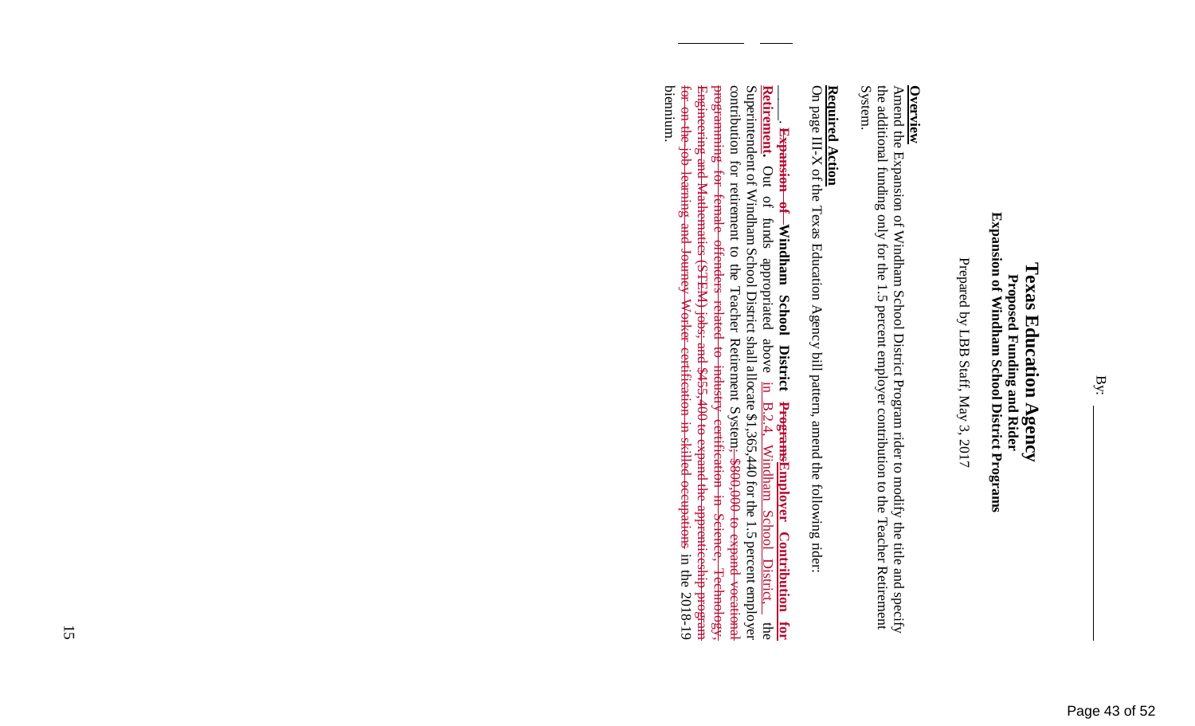By: ____________

# Texas Education Agency
## Proposed Funding and Rider
## Expansion of Windham School District Programs

Prepared by LBB Staff, May 3, 2017

**Overview**

Amend the Expansion of Windham School District Program rider to modify the title and specify the additional funding only for the 1.5 percent employer contribution to the Teacher Retirement System.

**Required Action**

On page III-X of the Texas Education Agency bill pattern, amend the following rider:

____. ~~**Expansion of**~~ **Windham School District** ~~**Programs**~~**Employer Contribution for Retirement**. Out of funds appropriated above in B.2.4, Windham School District, the Superintendent of Windham School District shall allocate $1,365,440 for the 1.5 percent employer contribution for retirement to the Teacher Retirement System~~, $800,000 to expand vocational programming for female offenders related to industry certification in Science, Technology, Engineering and Mathematics (STEM) jobs, and $455,400 to expand the apprenticeship program for on-the-job learning and Journey Worker certification in skilled occupations~~ in the 2018-19 biennium.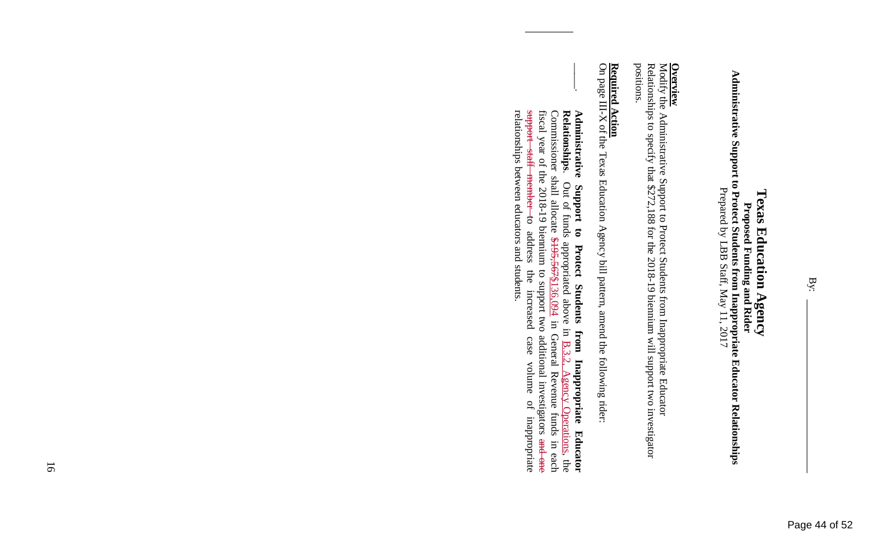By: ____________

# Texas Education Agency

## Proposed Funding and Rider

### Administrative Support to Protect Students from Inappropriate Educator Relationships

Prepared by LBB Staff, May 11, 2017

**Overview**

Modify the Administrative Support to Protect Students from Inappropriate Educator Relationships to specify that $272,188 for the 2018-19 biennium will support two investigator positions.

**Required Action**

On page III-X of the Texas Education Agency bill pattern, amend the following rider:

\_\_\_\_. **Administrative Support to Protect Students from Inappropriate Educator Relationships**. Out of funds appropriated above in B.3.2, Agency Operations, the Commissioner shall allocate ~~$195,567~~$136,094 in General Revenue funds in each fiscal year of the 2018-19 biennium to support two additional investigators ~~and one support staff member~~ to address the increased case volume of inappropriate relationships between educators and students.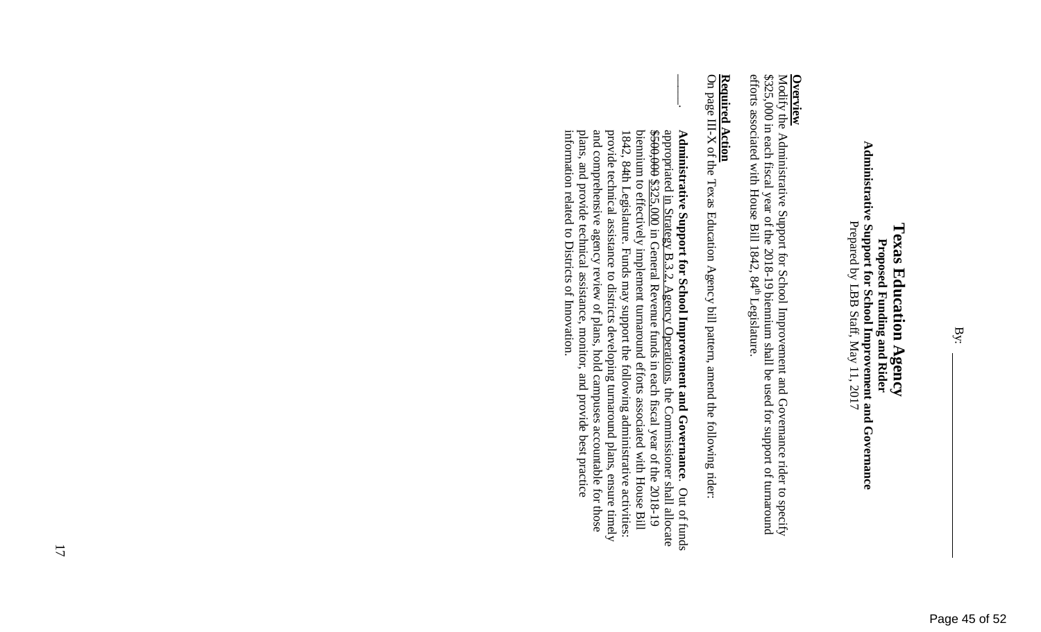By: ____________

# Texas Education Agency
## Proposed Funding and Rider
## Administrative Support for School Improvement and Governance
Prepared by LBB Staff, May 11, 2017

**Overview**
Modify the Administrative Support for School Improvement and Governance rider to specify $325,000 in each fiscal year of the 2018-19 biennium shall be used for support of turnaround efforts associated with House Bill 1842, 84th Legislature.

**Required Action**
On page III-X of the Texas Education Agency bill pattern, amend the following rider:

_____. **Administrative Support for School Improvement and Governance**. Out of funds appropriated in Strategy B.3.2, Agency Operations, the Commissioner shall allocate ~~$500,000~~ $325,000 in General Revenue funds in each fiscal year of the 2018-19 biennium to effectively implement turnaround efforts associated with House Bill 1842, 84th Legislature. Funds may support the following administrative activities: provide technical assistance to districts developing turnaround plans, ensure timely and comprehensive agency review of plans, hold campuses accountable for those plans, and provide technical assistance, monitor, and provide best practice information related to Districts of Innovation.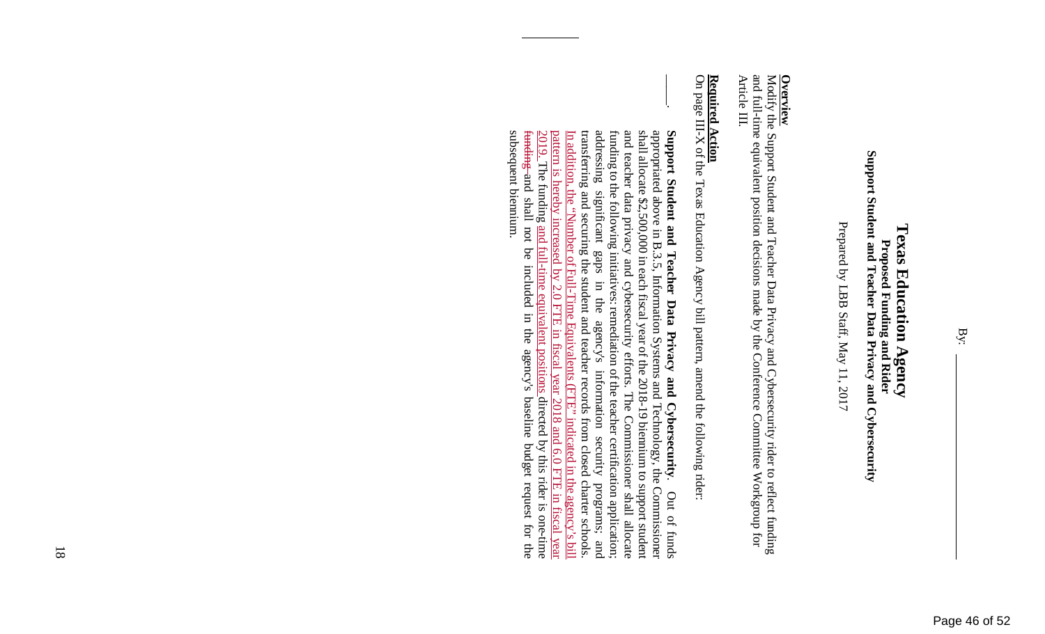By: ____________

# Texas Education Agency

## Proposed Funding and Rider

## Support Student and Teacher Data Privacy and Cybersecurity

Prepared by LBB Staff, May 11, 2017

**Overview**

Modify the Support Student and Teacher Data Privacy and Cybersecurity rider to reflect funding and full-time equivalent positon decisions made by the Conference Committee Workgroup for Article III.

**Required Action**

On page III-X of the Texas Education Agency bill pattern, amend the following rider:

____. **Support Student and Teacher Data Privacy and Cybersecurity**. Out of funds appropriated above in B.3.5, Information Systems and Technology, the Commissioner shall allocate $2,500,000 in each fiscal year of the 2018-19 biennium to support student and teacher data privacy and cybersecurity efforts. The Commissioner shall allocate funding to the following initiatives: remediation of the teacher certification application; addressing significant gaps in the agency's information security programs; and transferring and securing the student and teacher records from closed charter schools. In addition, the "Number of Full-Time Equivalents (FTE" indicated in the agency's bill pattern is hereby increased by 2.0 FTE in fiscal year 2018 and 6.0 FTE in fiscal year 2019. The funding and full-time equivalent positions directed by this rider is one-time ~~funding~~ and shall not be included in the agency's baseline budget request for the subsequent biennium.

____________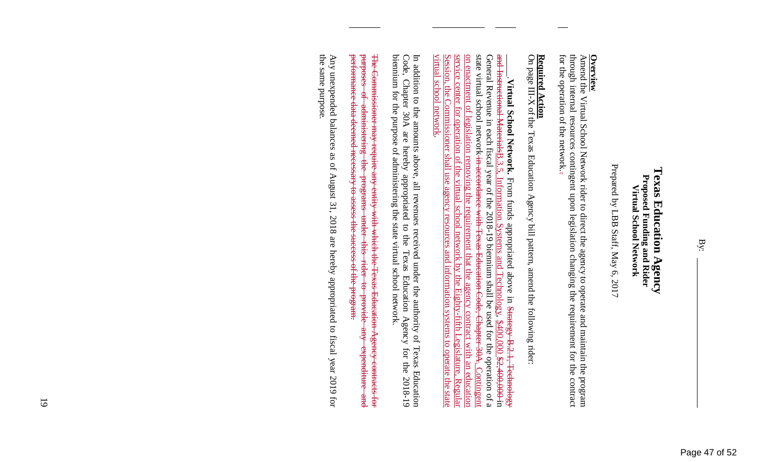By: ____________

# Texas Education Agency
## Proposed Funding and Rider
## Virtual School Network

Prepared by LBB Staff, May 6, 2017

**Overview**

Amend the Virtual School Network rider to direct the agency to operate and maintain the program through internal resources contingent upon legislation changing the requirement for the contract for the operation of the network..

**Required Action**

On page III-X of the Texas Education Agency bill pattern, amend the following rider:

_____. **Virtual School Network.** From funds appropriated above in ~~Strategy B.2.1, Technology and Instructional Materials~~B.3.5, Information Systems and Technology, $400,000 ~~$2,400,000~~ in General Revenue in each fiscal year of the 2018-19 biennium shall be used for the operation of a state virtual school network ~~in accordance with Texas Education Code, Chapter 30A~~. Contingent on enactment of legislation removing the requirement that the agency contract with an education service center for operation of the virtual school network by the Eighty-fifth Legislature, Regular Session, the Commissioner shall use agency resources and information systems to operate the state virtual school network.

In addition to the amounts above, all revenues received under the authority of Texas Education Code, Chapter 30A are hereby appropriated to the Texas Education Agency for the 2018-19 biennium for the purpose of administering the state virtual school network.

~~The Commissioner may require any entity with which the Texas Education Agency contracts for purposes of administering the programs under this rider to provide any expenditure and performance data deemed necessary to assess the success of the program.~~

Any unexpended balances as of August 31, 2018 are hereby appropriated to fiscal year 2019 for the same purpose.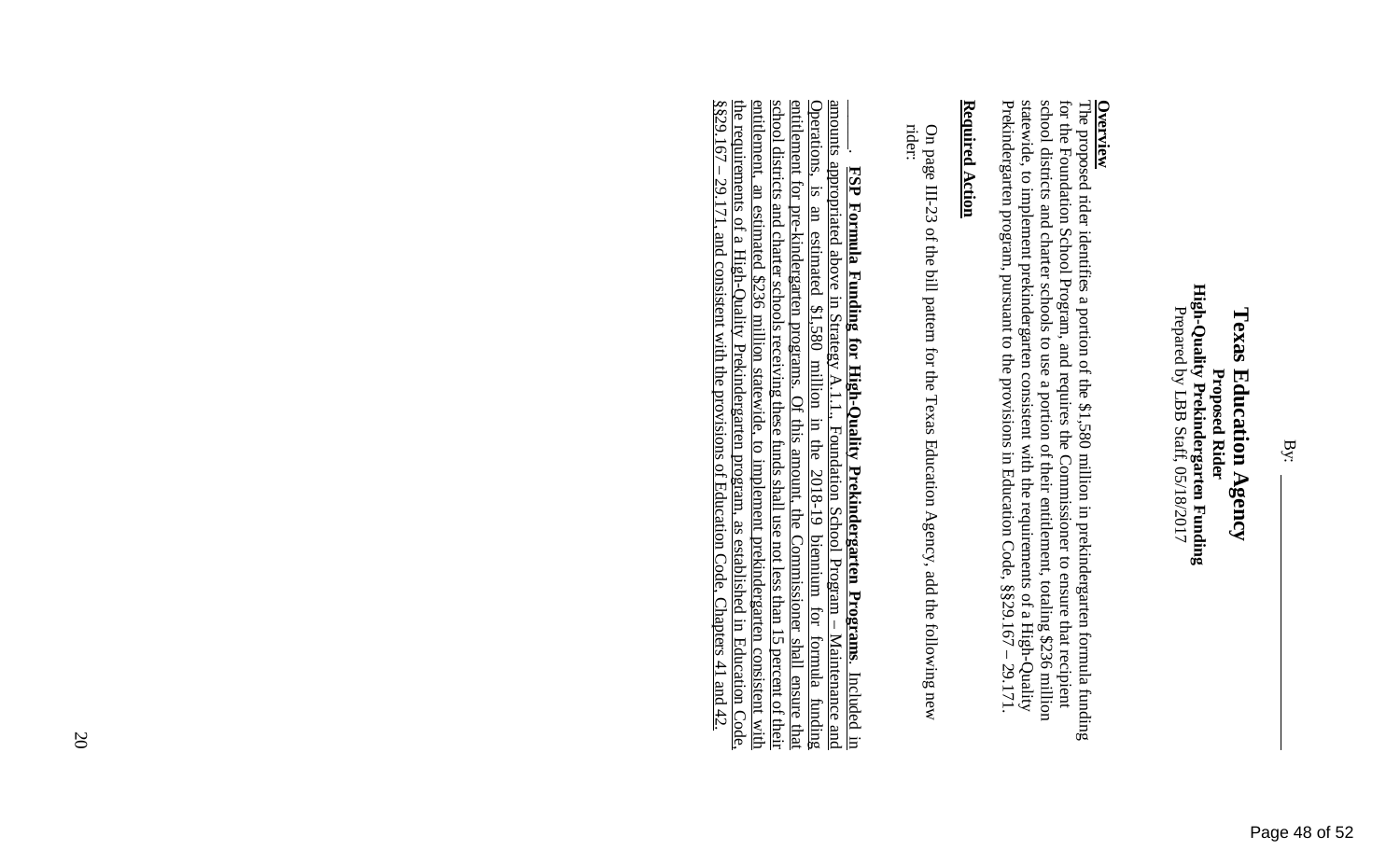By: ____________

# Texas Education Agency

**Proposed Rider**
**High-Quality Prekindergarten Funding**
Prepared by LBB Staff, 05/18/2017

## Overview

The proposed rider identifies a portion of the $1,580 million in prekindergarten formula funding for the Foundation School Program, and requires the Commissioner to ensure that recipient school districts and charter schools to use a portion of their entitlement, totaling $236 million statewide, to implement prekindergarten consistent with the requirements of a High-Quality Prekindergarten program, pursuant to the provisions in Education Code, §§29.167 – 29.171.

## Required Action

On page III-23 of the bill pattern for the Texas Education Agency, add the following new rider:

____. **FSP Formula Funding for High-Quality Prekindergarten Programs.** Included in amounts appropriated above in Strategy A.1.1., Foundation School Program – Maintenance and Operations, is an estimated $1,580 million in the 2018-19 biennium for formula funding entitlement for pre-kindergarten programs. Of this amount, the Commissioner shall ensure that school districts and charter schools receiving these funds shall use not less than 15 percent of their entitlement, an estimated $236 million statewide, to implement prekindergarten consistent with the requirements of a High-Quality Prekindergarten program, as established in Education Code, §§29.167 – 29.171, and consistent with the provisions of Education Code, Chapters 41 and 42.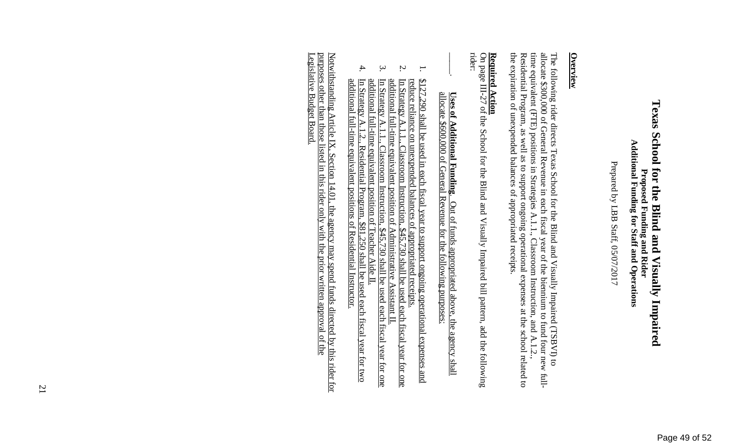# Texas School for the Blind and Visually Impaired

**Proposed Funding and Rider**
**Additional Funding for Staff and Operations**

Prepared by LBB Staff, 05/07/2017

## Overview

The following rider directs Texas School for the Blind and Visually Impaired (TSBVI) to allocate $300,000 of General Revenue in each fiscal year of the biennium to fund four new full-time equivalent (FTE) positions in Strategies A.1.1., Classroom Instruction, and A.1.2., Residential Program, as well as to support ongoing operational expenses at the school related to the expiration of unexpended balances of appropriated receipts.

## Required Action

On page III-27 of the School for the Blind and Visually Impaired bill pattern, add the following rider:

\_\_\_\_\_. **Uses of Additional Funding.** Out of funds appropriated above, the agency shall allocate $600,000 of General Revenue for the following purposes:

1. $127,290 shall be used in each fiscal year to support ongoing operational expenses and reduce reliance on unexpended balances of appropriated receipts.
2. In Strategy A.1.1., Classroom Instruction, $45,730 shall be used each fiscal year for one additional full-time equivalent position of Administrative Assistant II.
3. In Strategy A.1.1., Classroom Instruction, $45,730 shall be used each fiscal year for one additional full-time equivalent position of Teacher Aide II.
4. In Strategy A.1.2., Residential Program, $81,250 shall be used each fiscal year for two additional full-time equivalent positions of Residential Instructor.

Notwithstanding Article IX, Section 14.01, the agency may spend funds directed by this rider for purposes other than those listed in this rider only with the prior written approval of the Legislative Budget Board.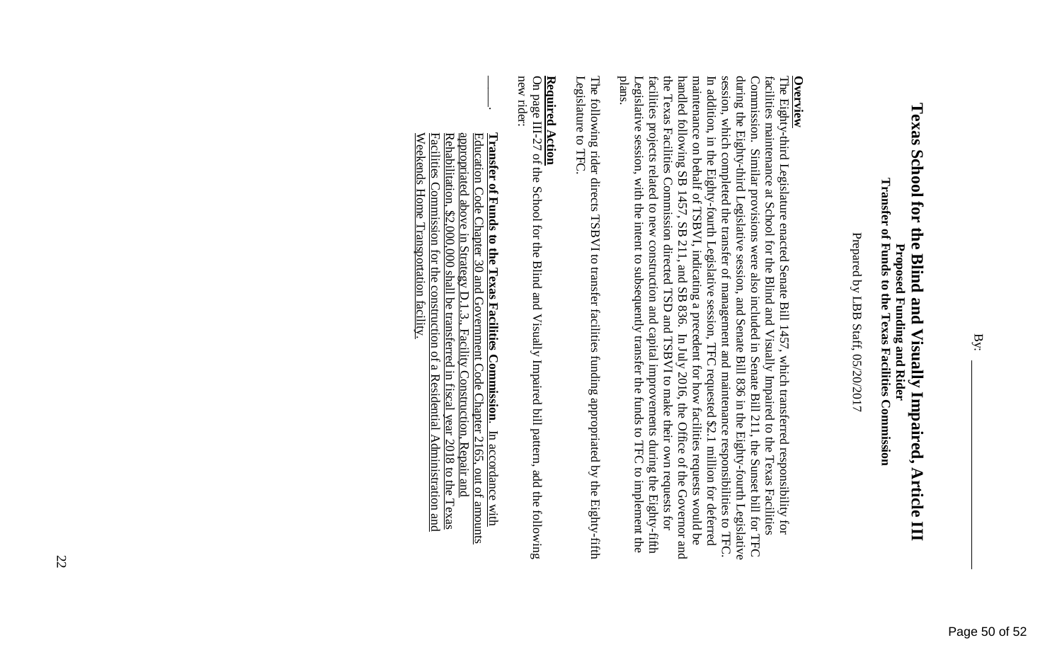By: ____________

# Texas School for the Blind and Visually Impaired, Article III

**Proposed Funding and Rider**

**Transfer of Funds to the Texas Facilities Commission**

Prepared by LBB Staff, 05/20/2017

**Overview**

The Eighty-third Legislature enacted Senate Bill 1457, which transferred responsibility for facilities maintenance at School for the Blind and Visually Impaired to the Texas Facilities Commission. Similar provisions were also included in Senate Bill 211, the Sunset bill for TFC during the Eighty-third Legislative session, and Senate Bill 836 in the Eighty-fourth Legislative session, which completed the transfer of management and maintenance responsibilities to TFC. In addition, in the Eighty-fourth Legislative session, TFC requested $2.1 million for deferred maintenance on behalf of TSBVI, indicating a precedent for how facilities requests would be handled following SB 1457, SB 211, and SB 836. In July 2016, the Office of the Governor and the Texas Facilities Commission directed TSD and TSBVI to make their own requests for facilities projects related to new construction and capital improvements during the Eighty-fifth Legislative session, with the intent to subsequently transfer the funds to TFC to implement the plans.

The following rider directs TSBVI to transfer facilities funding appropriated by the Eighty-fifth Legislature to TFC.

**Required Action**

On page III-27 of the School for the Blind and Visually Impaired bill pattern, add the following new rider:

____. **Transfer of Funds to the Texas Facilities Commission**. In accordance with Education Code Chapter 30 and Government Code Chapter 2165, out of amounts appropriated above in Strategy D.1.3., Facility Construction, Repair and Rehabilitation, $2,000,000 shall be transferred in fiscal year 2018 to the Texas Facilities Commission for the construction of a Residential Administration and Weekends Home Transportation facility.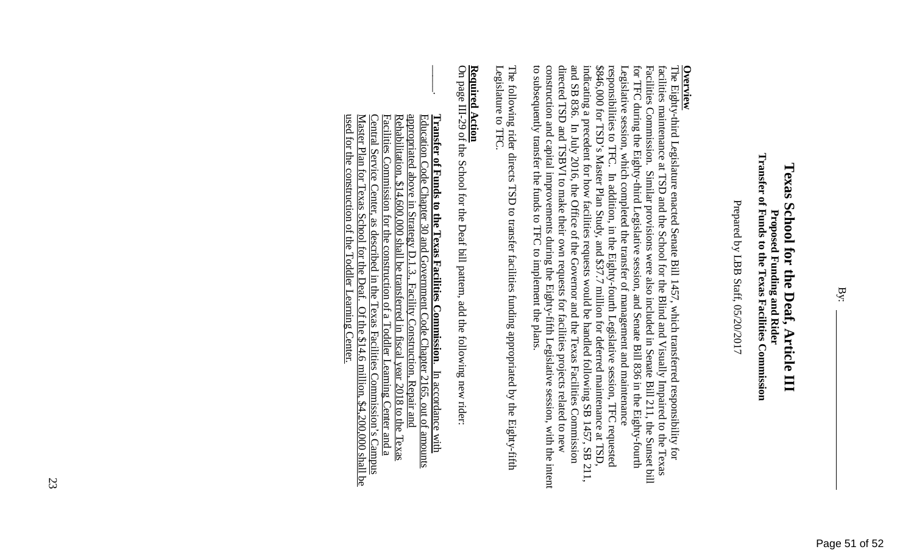By: ____________

# Texas School for the Deaf, Article III

**Proposed Funding and Rider**
**Transfer of Funds to the Texas Facilities Commission**

Prepared by LBB Staff, 05/20/2017

**Overview**

The Eighty-third Legislature enacted Senate Bill 1457, which transferred responsibility for facilities maintenance at TSD and the School for the Blind and Visually Impaired to the Texas Facilities Commission. Similar provisions were also included in Senate Bill 211, the Sunset bill for TFC during the Eighty-third Legislative session, and Senate Bill 836 in the Eighty-fourth Legislative session, which completed the transfer of management and maintenance responsibilities to TFC. In addition, in the Eighty-fourth Legislative session, TFC requested $846,000 for TSD's Master Plan Study, and $37.7 million for deferred maintenance at TSD, indicating a precedent for how facilities requests would be handled following SB 1457, SB 211, and SB 836. In July 2016, the Office of the Governor and the Texas Facilities Commission directed TSD and TSBVI to make their own requests for facilities projects related to new construction and capital improvements during the Eighty-fifth Legislative session, with the intent to subsequently transfer the funds to TFC to implement the plans.

The following rider directs TSD to transfer facilities funding appropriated by the Eighty-fifth Legislature to TFC.

**Required Action**

On page III-29 of the School for the Deaf bill pattern, add the following new rider:

____. <u>**Transfer of Funds to the Texas Facilities Commission.** In accordance with Education Code Chapter 30 and Government Code Chapter 2165, out of amounts appropriated above in Strategy D.1.3., Facility Construction, Repair and Rehabilitation, $14,600,000 shall be transferred in fiscal year 2018 to the Texas Facilities Commission for the construction of a Toddler Learning Center and a Central Service Center, as described in the Texas Facilities Commission's Campus Master Plan for Texas School for the Deaf. Of the $14.6 million, $4,200,000 shall be used for the construction of the Toddler Learning Center.</u>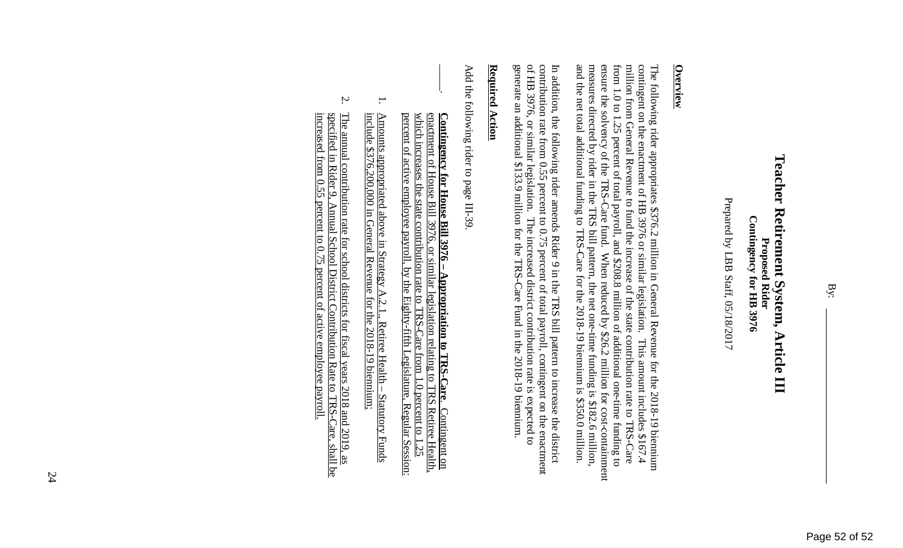By: ____________

# Teacher Retirement System, Article III
**Proposed Rider**
**Contingency for HB 3976**

Prepared by LBB Staff, 05/18/2017

**Overview**

The following rider appropriates $376.2 million in General Revenue for the 2018-19 biennium contingent on the enactment of HB 3976 or similar legislation. This amount includes $167.4 million from General Revenue to fund the increase of the state contribution rate to TRS-Care from 1.0 to 1.25 percent of total payroll, and $208.8 million of additional one-time funding to ensure the solvency of the TRS-Care fund. When reduced by $26.2 million for cost-containment measures directed by rider in the TRS bill pattern, the net one-time funding is $182.6 million, and the net total additional funding to TRS-Care for the 2018-19 biennium is $350.0 million.

In addition, the following rider amends Rider 9 in the TRS bill pattern to increase the district contribution rate from 0.55 percent to 0.75 percent of total payroll, contingent on the enactment of HB 3976, or similar legislation. The increased district contribution rate is expected to generate an additional $133.9 million for the TRS-Care Fund in the 2018-19 biennium.

**Required Action**

Add the following rider to page III-39.

____. <u>**Contingency for House Bill 3976 – Appropriation to TRS-Care.** Contingent on enactment of House Bill 3976, or similar legislation relating to TRS Retiree Health, which increases the state contribution rate to TRS-Care from 1.0 percent to 1.25 percent of active employee payroll, by the Eighty-fifth Legislature, Regular Session:</u>

1. <u>Amounts appropriated above in Strategy A.2.1., Retiree Health – Statutory Funds include $376,200,000 in General Revenue for the 2018-19 biennium;</u>
2. <u>The annual contribution rate for school districts for fiscal years 2018 and 2019, as specified in Rider 9, Annual School District Contribution Rate to TRS-Care, shall be increased from 0.55 percent to 0.75 percent of active employee payroll.</u>